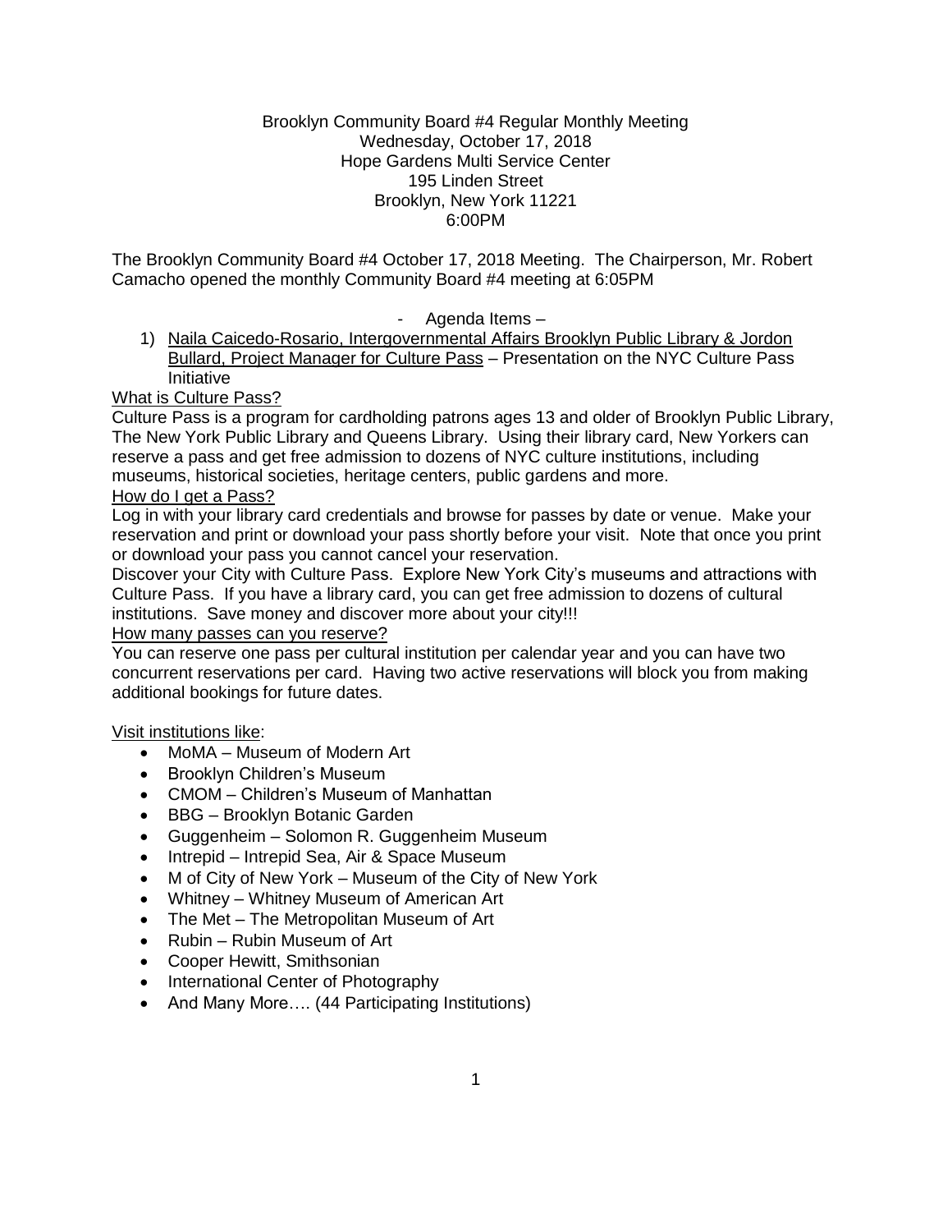Brooklyn Community Board #4 Regular Monthly Meeting
Wednesday, October 17, 2018
Hope Gardens Multi Service Center
195 Linden Street
Brooklyn, New York 11221
6:00PM

The Brooklyn Community Board #4 October 17, 2018 Meeting. The Chairperson, Mr. Robert Camacho opened the monthly Community Board #4 meeting at 6:05PM

- Agenda Items –

1) Naila Caicedo-Rosario, Intergovernmental Affairs Brooklyn Public Library & Jordon Bullard, Project Manager for Culture Pass – Presentation on the NYC Culture Pass Initiative

What is Culture Pass?

Culture Pass is a program for cardholding patrons ages 13 and older of Brooklyn Public Library, The New York Public Library and Queens Library. Using their library card, New Yorkers can reserve a pass and get free admission to dozens of NYC culture institutions, including museums, historical societies, heritage centers, public gardens and more.

How do I get a Pass?

Log in with your library card credentials and browse for passes by date or venue. Make your reservation and print or download your pass shortly before your visit. Note that once you print or download your pass you cannot cancel your reservation.

Discover your City with Culture Pass. Explore New York City's museums and attractions with Culture Pass. If you have a library card, you can get free admission to dozens of cultural institutions. Save money and discover more about your city!!!

How many passes can you reserve?

You can reserve one pass per cultural institution per calendar year and you can have two concurrent reservations per card. Having two active reservations will block you from making additional bookings for future dates.

Visit institutions like:

- MoMA – Museum of Modern Art
- Brooklyn Children's Museum
- CMOM – Children's Museum of Manhattan
- BBG – Brooklyn Botanic Garden
- Guggenheim – Solomon R. Guggenheim Museum
- Intrepid – Intrepid Sea, Air & Space Museum
- M of City of New York – Museum of the City of New York
- Whitney – Whitney Museum of American Art
- The Met – The Metropolitan Museum of Art
- Rubin – Rubin Museum of Art
- Cooper Hewitt, Smithsonian
- International Center of Photography
- And Many More…. (44 Participating Institutions)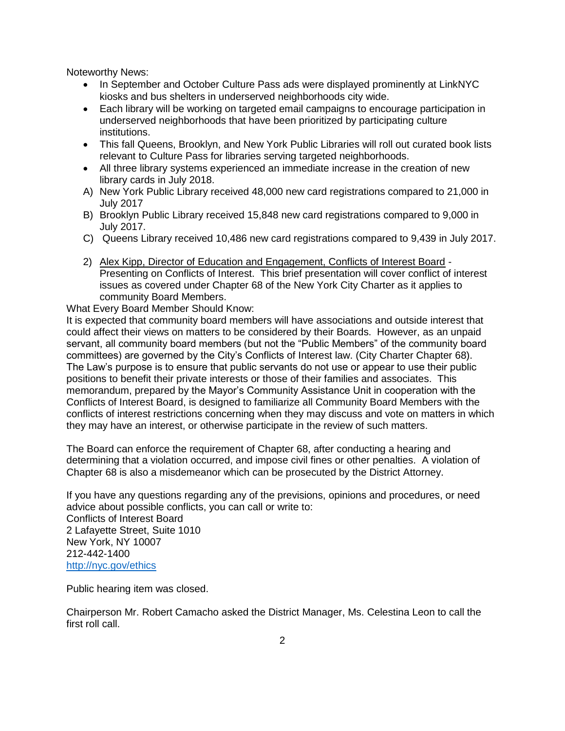Noteworthy News:

- In September and October Culture Pass ads were displayed prominently at LinkNYC kiosks and bus shelters in underserved neighborhoods city wide.
- Each library will be working on targeted email campaigns to encourage participation in underserved neighborhoods that have been prioritized by participating culture institutions.
- This fall Queens, Brooklyn, and New York Public Libraries will roll out curated book lists relevant to Culture Pass for libraries serving targeted neighborhoods.
- All three library systems experienced an immediate increase in the creation of new library cards in July 2018.

A) New York Public Library received 48,000 new card registrations compared to 21,000 in July 2017

B) Brooklyn Public Library received 15,848 new card registrations compared to 9,000 in July 2017.

C) Queens Library received 10,486 new card registrations compared to 9,439 in July 2017.

2) Alex Kipp, Director of Education and Engagement, Conflicts of Interest Board - Presenting on Conflicts of Interest. This brief presentation will cover conflict of interest issues as covered under Chapter 68 of the New York City Charter as it applies to community Board Members.

What Every Board Member Should Know:
It is expected that community board members will have associations and outside interest that could affect their views on matters to be considered by their Boards. However, as an unpaid servant, all community board members (but not the "Public Members" of the community board committees) are governed by the City's Conflicts of Interest law. (City Charter Chapter 68). The Law's purpose is to ensure that public servants do not use or appear to use their public positions to benefit their private interests or those of their families and associates. This memorandum, prepared by the Mayor's Community Assistance Unit in cooperation with the Conflicts of Interest Board, is designed to familiarize all Community Board Members with the conflicts of interest restrictions concerning when they may discuss and vote on matters in which they may have an interest, or otherwise participate in the review of such matters.

The Board can enforce the requirement of Chapter 68, after conducting a hearing and determining that a violation occurred, and impose civil fines or other penalties. A violation of Chapter 68 is also a misdemeanor which can be prosecuted by the District Attorney.

If you have any questions regarding any of the previsions, opinions and procedures, or need advice about possible conflicts, you can call or write to:
Conflicts of Interest Board
2 Lafayette Street, Suite 1010
New York, NY 10007
212-442-1400
http://nyc.gov/ethics

Public hearing item was closed.

Chairperson Mr. Robert Camacho asked the District Manager, Ms. Celestina Leon to call the first roll call.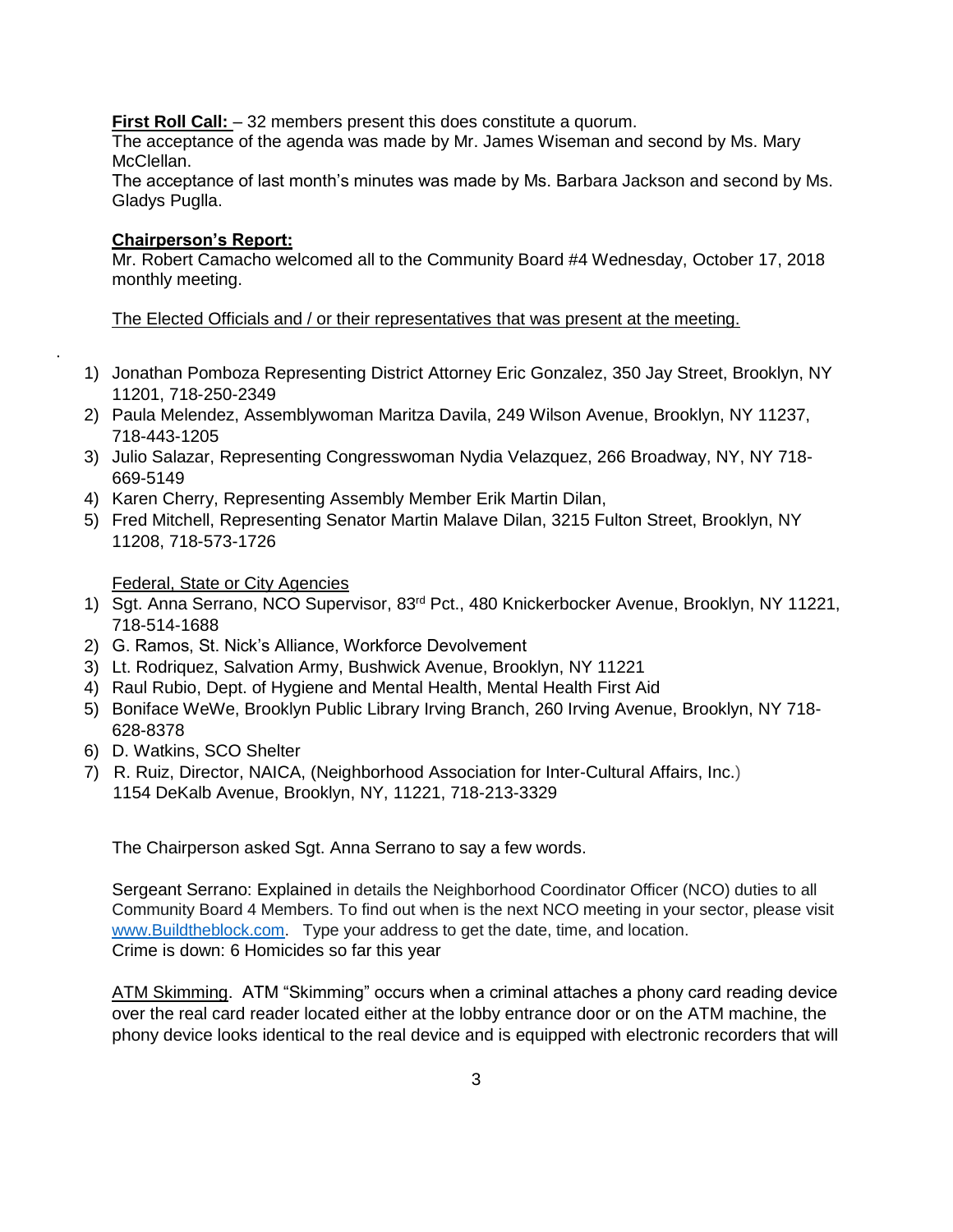**First Roll Call:** – 32 members present this does constitute a quorum.
The acceptance of the agenda was made by Mr. James Wiseman and second by Ms. Mary McClellan.
The acceptance of last month's minutes was made by Ms. Barbara Jackson and second by Ms. Gladys Puglla.

**Chairperson's Report:**
Mr. Robert Camacho welcomed all to the Community Board #4 Wednesday, October 17, 2018 monthly meeting.

The Elected Officials and / or their representatives that was present at the meeting.

.

1) Jonathan Pomboza Representing District Attorney Eric Gonzalez, 350 Jay Street, Brooklyn, NY 11201, 718-250-2349
2) Paula Melendez, Assemblywoman Maritza Davila, 249 Wilson Avenue, Brooklyn, NY 11237, 718-443-1205
3) Julio Salazar, Representing Congresswoman Nydia Velazquez, 266 Broadway, NY, NY 718-669-5149
4) Karen Cherry, Representing Assembly Member Erik Martin Dilan,
5) Fred Mitchell, Representing Senator Martin Malave Dilan, 3215 Fulton Street, Brooklyn, NY 11208, 718-573-1726

Federal, State or City Agencies

1) Sgt. Anna Serrano, NCO Supervisor, 83rd Pct., 480 Knickerbocker Avenue, Brooklyn, NY 11221, 718-514-1688
2) G. Ramos, St. Nick's Alliance, Workforce Devolvement
3) Lt. Rodriquez, Salvation Army, Bushwick Avenue, Brooklyn, NY 11221
4) Raul Rubio, Dept. of Hygiene and Mental Health, Mental Health First Aid
5) Boniface WeWe, Brooklyn Public Library Irving Branch, 260 Irving Avenue, Brooklyn, NY 718-628-8378
6) D. Watkins, SCO Shelter
7) R. Ruiz, Director, NAICA, (Neighborhood Association for Inter-Cultural Affairs, Inc.) 1154 DeKalb Avenue, Brooklyn, NY, 11221, 718-213-3329

The Chairperson asked Sgt. Anna Serrano to say a few words.

Sergeant Serrano: Explained in details the Neighborhood Coordinator Officer (NCO) duties to all Community Board 4 Members. To find out when is the next NCO meeting in your sector, please visit www.Buildtheblock.com. Type your address to get the date, time, and location.
Crime is down: 6 Homicides so far this year

ATM Skimming. ATM "Skimming" occurs when a criminal attaches a phony card reading device over the real card reader located either at the lobby entrance door or on the ATM machine, the phony device looks identical to the real device and is equipped with electronic recorders that will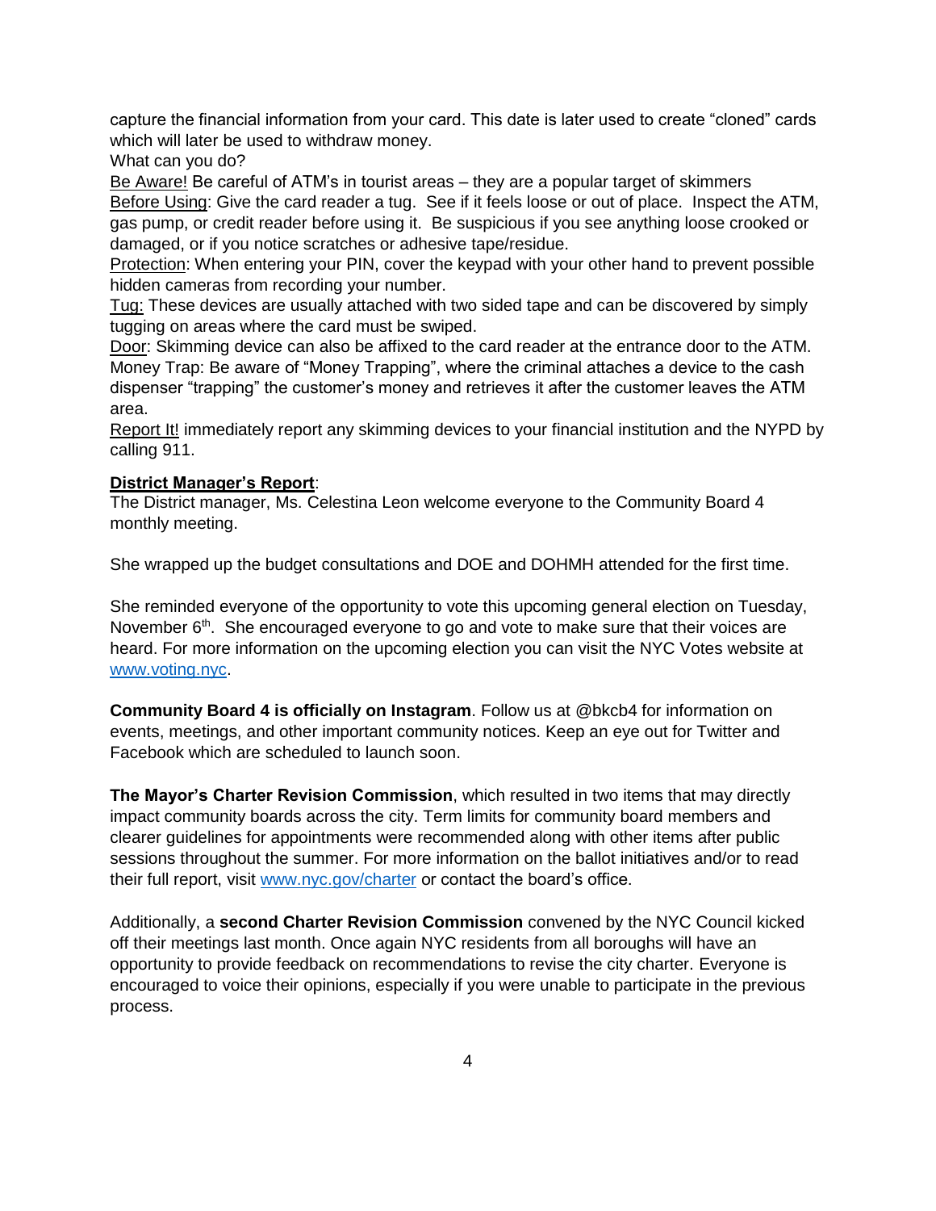capture the financial information from your card. This date is later used to create "cloned" cards which will later be used to withdraw money.

What can you do?

<u>Be Aware!</u> Be careful of ATM's in tourist areas – they are a popular target of skimmers

<u>Before Using</u>: Give the card reader a tug. See if it feels loose or out of place. Inspect the ATM, gas pump, or credit reader before using it. Be suspicious if you see anything loose crooked or damaged, or if you notice scratches or adhesive tape/residue.

<u>Protection</u>: When entering your PIN, cover the keypad with your other hand to prevent possible hidden cameras from recording your number.

<u>Tug:</u> These devices are usually attached with two sided tape and can be discovered by simply tugging on areas where the card must be swiped.

<u>Door</u>: Skimming device can also be affixed to the card reader at the entrance door to the ATM.

Money Trap: Be aware of "Money Trapping", where the criminal attaches a device to the cash dispenser "trapping" the customer's money and retrieves it after the customer leaves the ATM area.

<u>Report It!</u> immediately report any skimming devices to your financial institution and the NYPD by calling 911.

**<u>District Manager's Report</u>**:

The District manager, Ms. Celestina Leon welcome everyone to the Community Board 4 monthly meeting.

She wrapped up the budget consultations and DOE and DOHMH attended for the first time.

She reminded everyone of the opportunity to vote this upcoming general election on Tuesday, November 6th. She encouraged everyone to go and vote to make sure that their voices are heard. For more information on the upcoming election you can visit the NYC Votes website at www.voting.nyc.

**Community Board 4 is officially on Instagram**. Follow us at @bkcb4 for information on events, meetings, and other important community notices. Keep an eye out for Twitter and Facebook which are scheduled to launch soon.

**The Mayor's Charter Revision Commission**, which resulted in two items that may directly impact community boards across the city. Term limits for community board members and clearer guidelines for appointments were recommended along with other items after public sessions throughout the summer. For more information on the ballot initiatives and/or to read their full report, visit www.nyc.gov/charter or contact the board's office.

Additionally, a **second Charter Revision Commission** convened by the NYC Council kicked off their meetings last month. Once again NYC residents from all boroughs will have an opportunity to provide feedback on recommendations to revise the city charter. Everyone is encouraged to voice their opinions, especially if you were unable to participate in the previous process.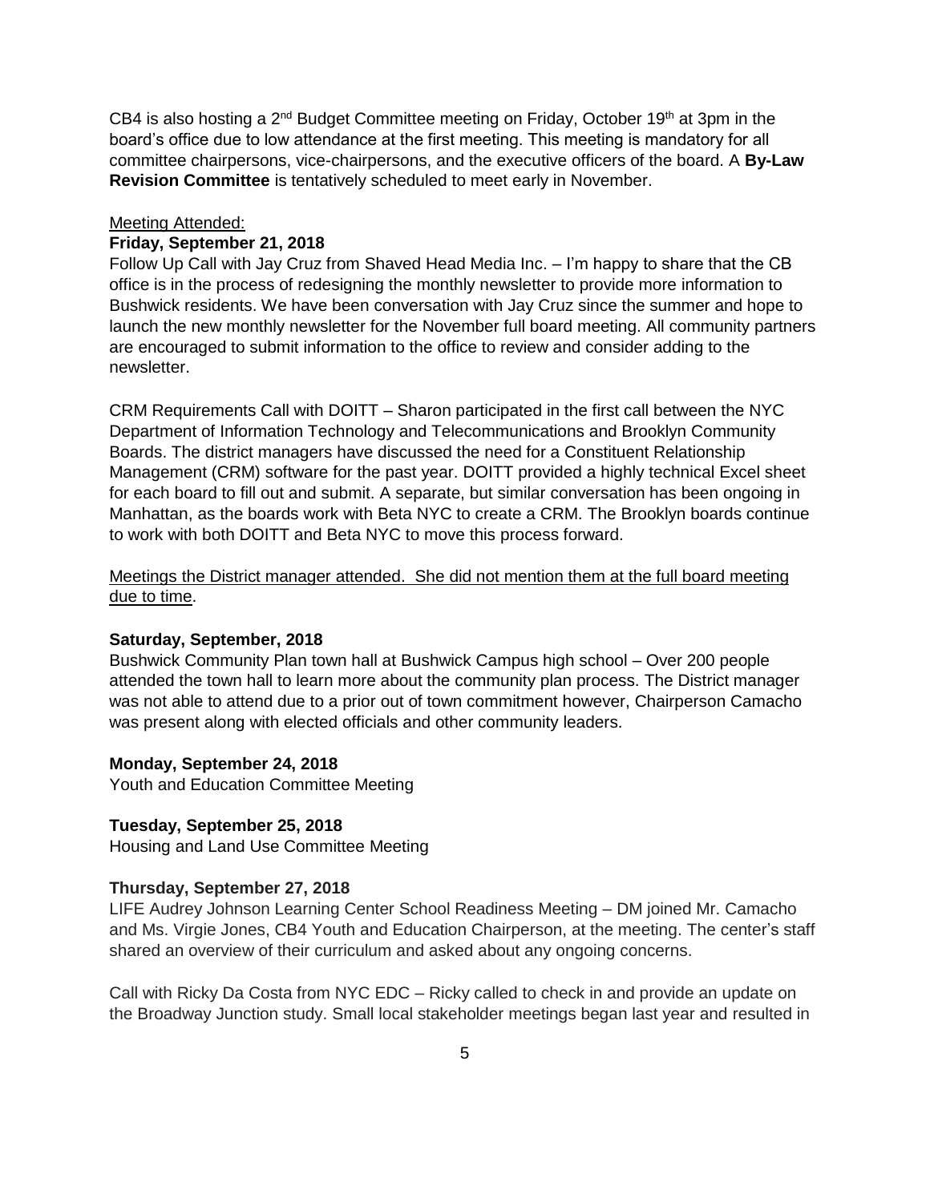CB4 is also hosting a 2nd Budget Committee meeting on Friday, October 19th at 3pm in the board's office due to low attendance at the first meeting. This meeting is mandatory for all committee chairpersons, vice-chairpersons, and the executive officers of the board. A **By-Law Revision Committee** is tentatively scheduled to meet early in November.

<u>Meeting Attended:</u>

**Friday, September 21, 2018**

Follow Up Call with Jay Cruz from Shaved Head Media Inc. – I'm happy to share that the CB office is in the process of redesigning the monthly newsletter to provide more information to Bushwick residents. We have been conversation with Jay Cruz since the summer and hope to launch the new monthly newsletter for the November full board meeting. All community partners are encouraged to submit information to the office to review and consider adding to the newsletter.

CRM Requirements Call with DOITT – Sharon participated in the first call between the NYC Department of Information Technology and Telecommunications and Brooklyn Community Boards. The district managers have discussed the need for a Constituent Relationship Management (CRM) software for the past year. DOITT provided a highly technical Excel sheet for each board to fill out and submit. A separate, but similar conversation has been ongoing in Manhattan, as the boards work with Beta NYC to create a CRM. The Brooklyn boards continue to work with both DOITT and Beta NYC to move this process forward.

<u>Meetings the District manager attended. She did not mention them at the full board meeting due to time.</u>

**Saturday, September, 2018**

Bushwick Community Plan town hall at Bushwick Campus high school – Over 200 people attended the town hall to learn more about the community plan process. The District manager was not able to attend due to a prior out of town commitment however, Chairperson Camacho was present along with elected officials and other community leaders.

**Monday, September 24, 2018**

Youth and Education Committee Meeting

**Tuesday, September 25, 2018**

Housing and Land Use Committee Meeting

**Thursday, September 27, 2018**

LIFE Audrey Johnson Learning Center School Readiness Meeting – DM joined Mr. Camacho and Ms. Virgie Jones, CB4 Youth and Education Chairperson, at the meeting. The center's staff shared an overview of their curriculum and asked about any ongoing concerns.

Call with Ricky Da Costa from NYC EDC – Ricky called to check in and provide an update on the Broadway Junction study. Small local stakeholder meetings began last year and resulted in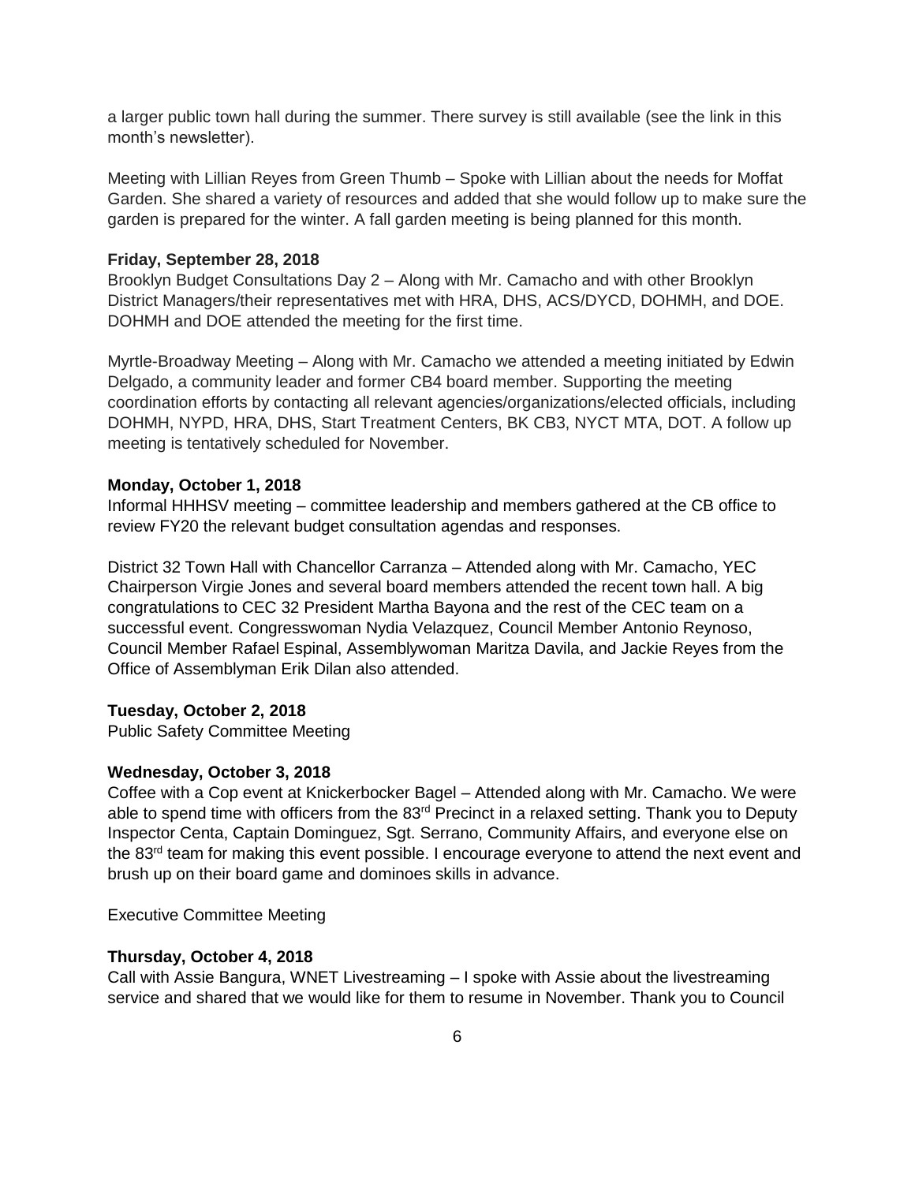a larger public town hall during the summer. There survey is still available (see the link in this month's newsletter).

Meeting with Lillian Reyes from Green Thumb – Spoke with Lillian about the needs for Moffat Garden. She shared a variety of resources and added that she would follow up to make sure the garden is prepared for the winter. A fall garden meeting is being planned for this month.

**Friday, September 28, 2018**

Brooklyn Budget Consultations Day 2 – Along with Mr. Camacho and with other Brooklyn District Managers/their representatives met with HRA, DHS, ACS/DYCD, DOHMH, and DOE. DOHMH and DOE attended the meeting for the first time.

Myrtle-Broadway Meeting – Along with Mr. Camacho we attended a meeting initiated by Edwin Delgado, a community leader and former CB4 board member. Supporting the meeting coordination efforts by contacting all relevant agencies/organizations/elected officials, including DOHMH, NYPD, HRA, DHS, Start Treatment Centers, BK CB3, NYCT MTA, DOT. A follow up meeting is tentatively scheduled for November.

**Monday, October 1, 2018**

Informal HHHSV meeting – committee leadership and members gathered at the CB office to review FY20 the relevant budget consultation agendas and responses.

District 32 Town Hall with Chancellor Carranza – Attended along with Mr. Camacho, YEC Chairperson Virgie Jones and several board members attended the recent town hall. A big congratulations to CEC 32 President Martha Bayona and the rest of the CEC team on a successful event. Congresswoman Nydia Velazquez, Council Member Antonio Reynoso, Council Member Rafael Espinal, Assemblywoman Maritza Davila, and Jackie Reyes from the Office of Assemblyman Erik Dilan also attended.

**Tuesday, October 2, 2018**

Public Safety Committee Meeting

**Wednesday, October 3, 2018**

Coffee with a Cop event at Knickerbocker Bagel – Attended along with Mr. Camacho. We were able to spend time with officers from the 83rd Precinct in a relaxed setting. Thank you to Deputy Inspector Centa, Captain Dominguez, Sgt. Serrano, Community Affairs, and everyone else on the 83rd team for making this event possible. I encourage everyone to attend the next event and brush up on their board game and dominoes skills in advance.

Executive Committee Meeting

**Thursday, October 4, 2018**

Call with Assie Bangura, WNET Livestreaming – I spoke with Assie about the livestreaming service and shared that we would like for them to resume in November. Thank you to Council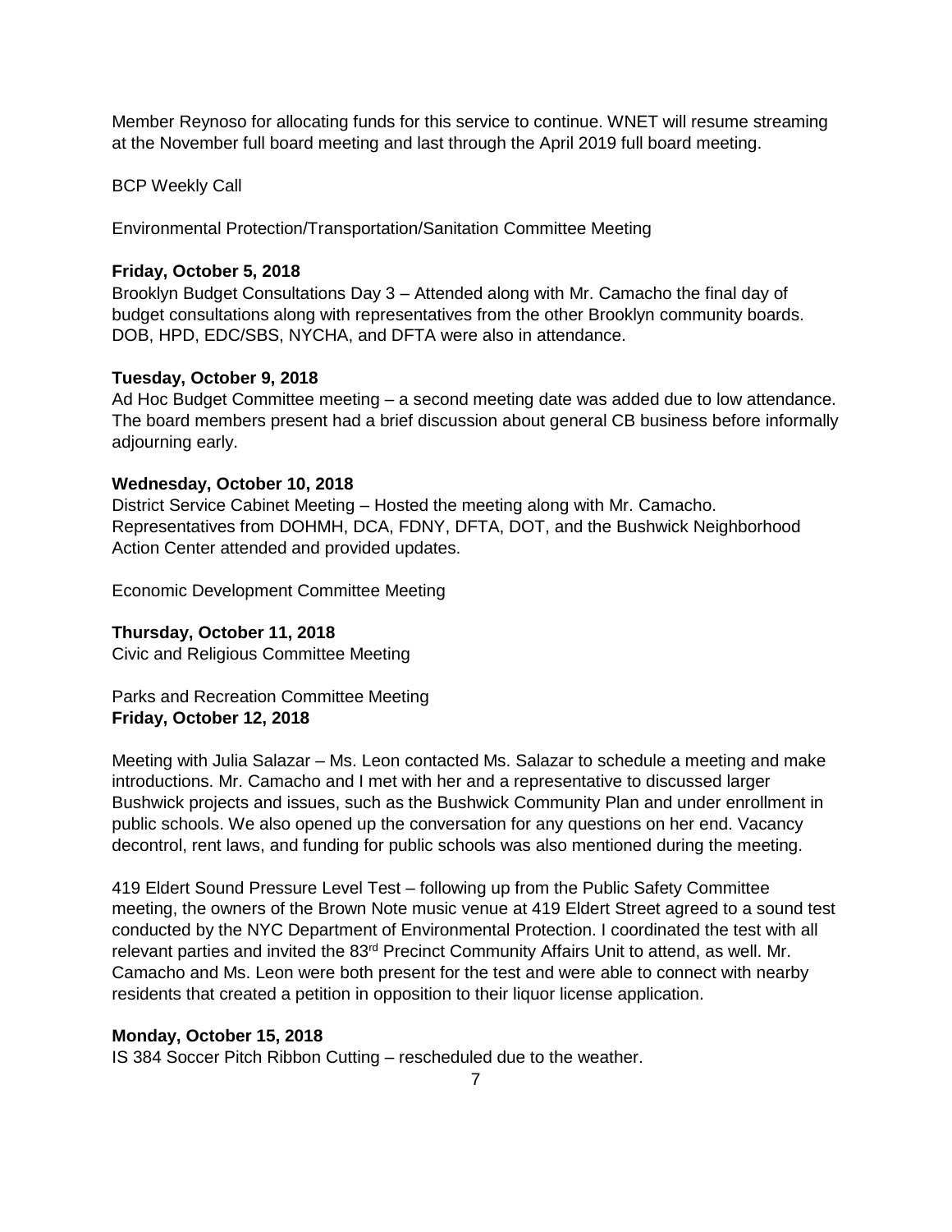Member Reynoso for allocating funds for this service to continue. WNET will resume streaming at the November full board meeting and last through the April 2019 full board meeting.

BCP Weekly Call

Environmental Protection/Transportation/Sanitation Committee Meeting

**Friday, October 5, 2018**

Brooklyn Budget Consultations Day 3 – Attended along with Mr. Camacho the final day of budget consultations along with representatives from the other Brooklyn community boards. DOB, HPD, EDC/SBS, NYCHA, and DFTA were also in attendance.

**Tuesday, October 9, 2018**

Ad Hoc Budget Committee meeting – a second meeting date was added due to low attendance. The board members present had a brief discussion about general CB business before informally adjourning early.

**Wednesday, October 10, 2018**

District Service Cabinet Meeting – Hosted the meeting along with Mr. Camacho. Representatives from DOHMH, DCA, FDNY, DFTA, DOT, and the Bushwick Neighborhood Action Center attended and provided updates.

Economic Development Committee Meeting

**Thursday, October 11, 2018**

Civic and Religious Committee Meeting

Parks and Recreation Committee Meeting

**Friday, October 12, 2018**

Meeting with Julia Salazar – Ms. Leon contacted Ms. Salazar to schedule a meeting and make introductions. Mr. Camacho and I met with her and a representative to discussed larger Bushwick projects and issues, such as the Bushwick Community Plan and under enrollment in public schools. We also opened up the conversation for any questions on her end. Vacancy decontrol, rent laws, and funding for public schools was also mentioned during the meeting.

419 Eldert Sound Pressure Level Test – following up from the Public Safety Committee meeting, the owners of the Brown Note music venue at 419 Eldert Street agreed to a sound test conducted by the NYC Department of Environmental Protection. I coordinated the test with all relevant parties and invited the 83rd Precinct Community Affairs Unit to attend, as well. Mr. Camacho and Ms. Leon were both present for the test and were able to connect with nearby residents that created a petition in opposition to their liquor license application.

**Monday, October 15, 2018**

IS 384 Soccer Pitch Ribbon Cutting – rescheduled due to the weather.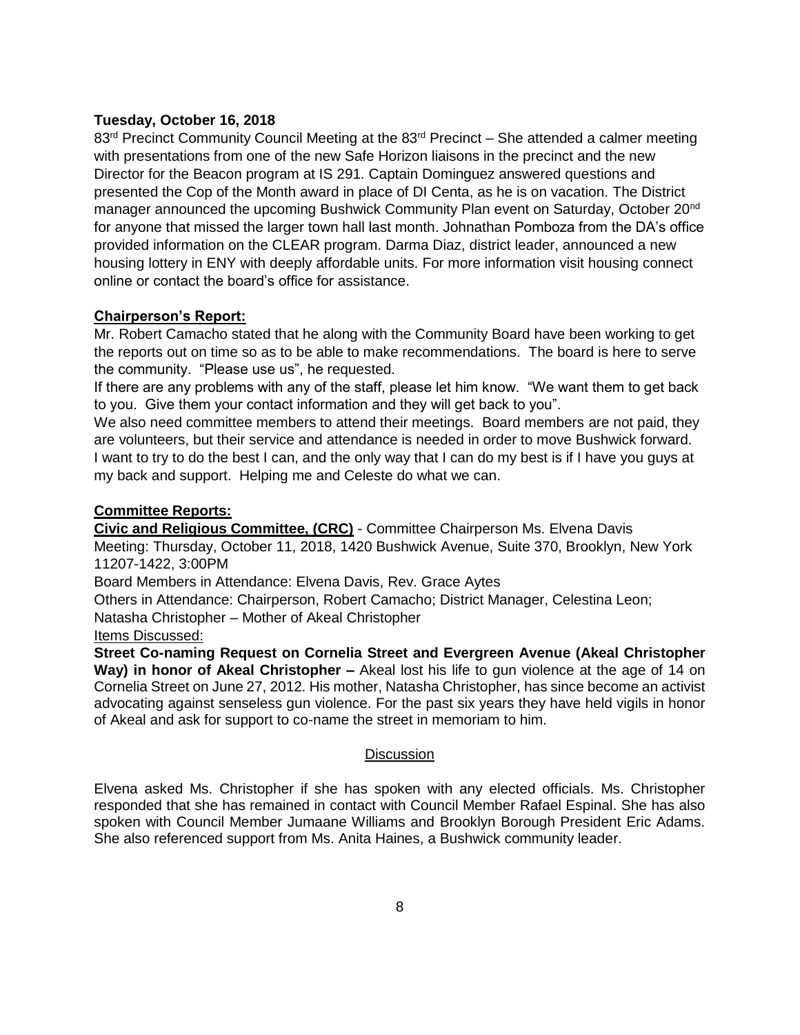**Tuesday, October 16, 2018**

83rd Precinct Community Council Meeting at the 83rd Precinct – She attended a calmer meeting with presentations from one of the new Safe Horizon liaisons in the precinct and the new Director for the Beacon program at IS 291. Captain Dominguez answered questions and presented the Cop of the Month award in place of DI Centa, as he is on vacation. The District manager announced the upcoming Bushwick Community Plan event on Saturday, October 20nd for anyone that missed the larger town hall last month. Johnathan Pomboza from the DA's office provided information on the CLEAR program. Darma Diaz, district leader, announced a new housing lottery in ENY with deeply affordable units. For more information visit housing connect online or contact the board's office for assistance.

**Chairperson's Report:**

Mr. Robert Camacho stated that he along with the Community Board have been working to get the reports out on time so as to be able to make recommendations. The board is here to serve the community. "Please use us", he requested.

If there are any problems with any of the staff, please let him know. "We want them to get back to you. Give them your contact information and they will get back to you".

We also need committee members to attend their meetings. Board members are not paid, they are volunteers, but their service and attendance is needed in order to move Bushwick forward. I want to try to do the best I can, and the only way that I can do my best is if I have you guys at my back and support. Helping me and Celeste do what we can.

**Committee Reports:**

**Civic and Religious Committee, (CRC)** - Committee Chairperson Ms. Elvena Davis

Meeting: Thursday, October 11, 2018, 1420 Bushwick Avenue, Suite 370, Brooklyn, New York 11207-1422, 3:00PM

Board Members in Attendance: Elvena Davis, Rev. Grace Aytes

Others in Attendance: Chairperson, Robert Camacho; District Manager, Celestina Leon; Natasha Christopher – Mother of Akeal Christopher

Items Discussed:

**Street Co-naming Request on Cornelia Street and Evergreen Avenue (Akeal Christopher Way) in honor of Akeal Christopher –** Akeal lost his life to gun violence at the age of 14 on Cornelia Street on June 27, 2012. His mother, Natasha Christopher, has since become an activist advocating against senseless gun violence. For the past six years they have held vigils in honor of Akeal and ask for support to co-name the street in memoriam to him.

Discussion

Elvena asked Ms. Christopher if she has spoken with any elected officials. Ms. Christopher responded that she has remained in contact with Council Member Rafael Espinal. She has also spoken with Council Member Jumaane Williams and Brooklyn Borough President Eric Adams. She also referenced support from Ms. Anita Haines, a Bushwick community leader.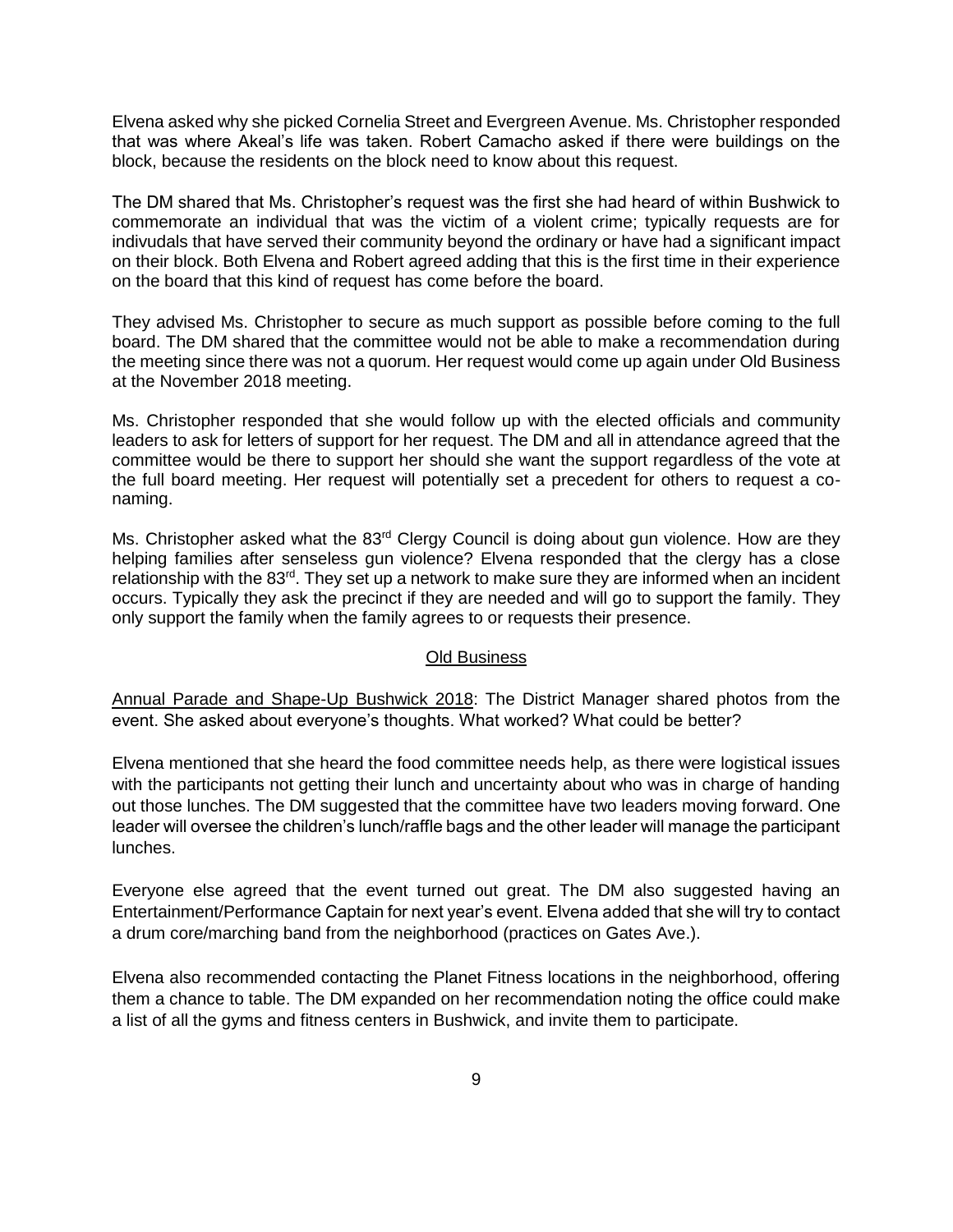Elvena asked why she picked Cornelia Street and Evergreen Avenue. Ms. Christopher responded that was where Akeal's life was taken. Robert Camacho asked if there were buildings on the block, because the residents on the block need to know about this request.

The DM shared that Ms. Christopher's request was the first she had heard of within Bushwick to commemorate an individual that was the victim of a violent crime; typically requests are for indivudals that have served their community beyond the ordinary or have had a significant impact on their block. Both Elvena and Robert agreed adding that this is the first time in their experience on the board that this kind of request has come before the board.

They advised Ms. Christopher to secure as much support as possible before coming to the full board. The DM shared that the committee would not be able to make a recommendation during the meeting since there was not a quorum. Her request would come up again under Old Business at the November 2018 meeting.

Ms. Christopher responded that she would follow up with the elected officials and community leaders to ask for letters of support for her request. The DM and all in attendance agreed that the committee would be there to support her should she want the support regardless of the vote at the full board meeting. Her request will potentially set a precedent for others to request a co-naming.

Ms. Christopher asked what the 83rd Clergy Council is doing about gun violence. How are they helping families after senseless gun violence? Elvena responded that the clergy has a close relationship with the 83rd. They set up a network to make sure they are informed when an incident occurs. Typically they ask the precinct if they are needed and will go to support the family. They only support the family when the family agrees to or requests their presence.

## Old Business

Annual Parade and Shape-Up Bushwick 2018: The District Manager shared photos from the event. She asked about everyone's thoughts. What worked? What could be better?

Elvena mentioned that she heard the food committee needs help, as there were logistical issues with the participants not getting their lunch and uncertainty about who was in charge of handing out those lunches. The DM suggested that the committee have two leaders moving forward. One leader will oversee the children's lunch/raffle bags and the other leader will manage the participant lunches.

Everyone else agreed that the event turned out great. The DM also suggested having an Entertainment/Performance Captain for next year's event. Elvena added that she will try to contact a drum core/marching band from the neighborhood (practices on Gates Ave.).

Elvena also recommended contacting the Planet Fitness locations in the neighborhood, offering them a chance to table. The DM expanded on her recommendation noting the office could make a list of all the gyms and fitness centers in Bushwick, and invite them to participate.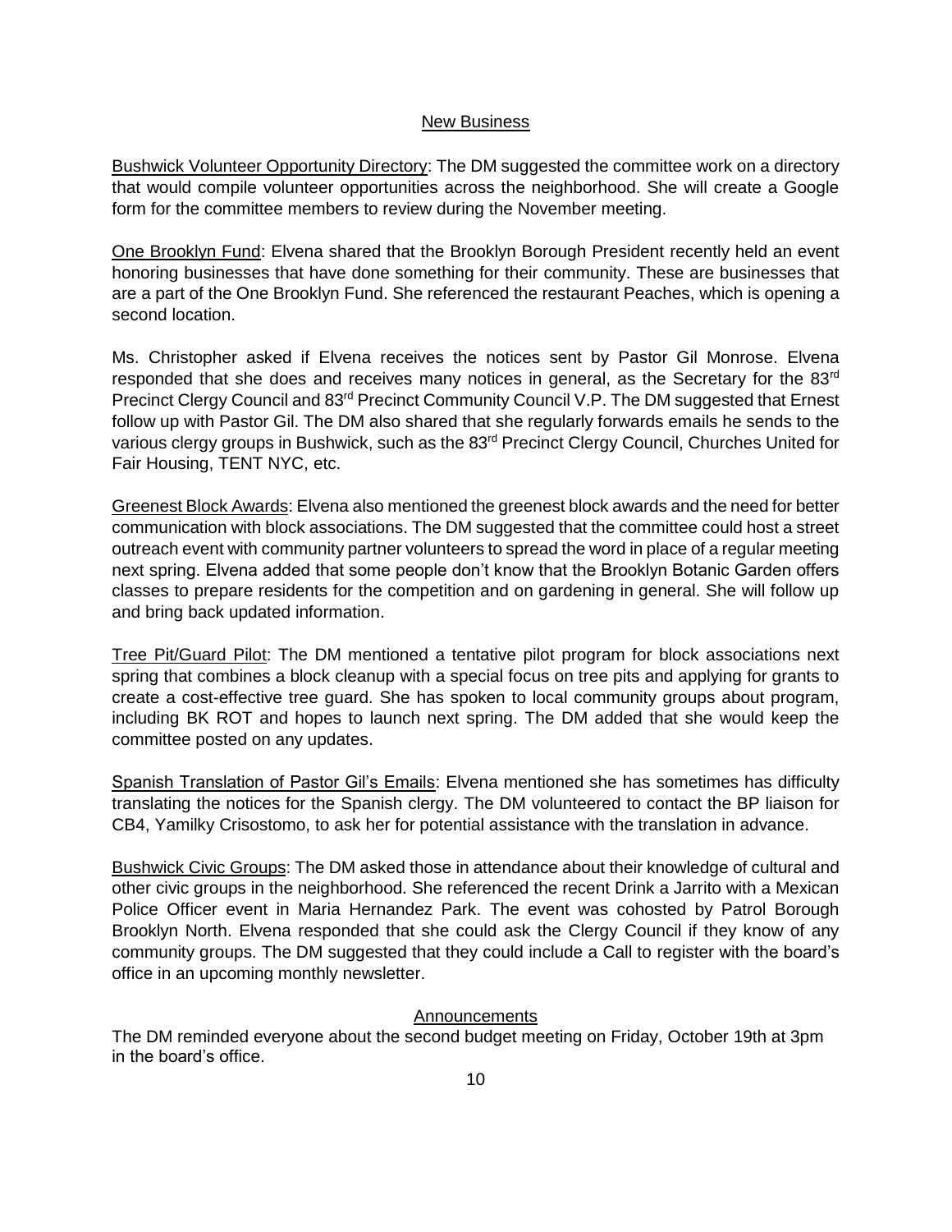## New Business

Bushwick Volunteer Opportunity Directory: The DM suggested the committee work on a directory that would compile volunteer opportunities across the neighborhood. She will create a Google form for the committee members to review during the November meeting.

One Brooklyn Fund: Elvena shared that the Brooklyn Borough President recently held an event honoring businesses that have done something for their community. These are businesses that are a part of the One Brooklyn Fund. She referenced the restaurant Peaches, which is opening a second location.

Ms. Christopher asked if Elvena receives the notices sent by Pastor Gil Monrose. Elvena responded that she does and receives many notices in general, as the Secretary for the 83rd Precinct Clergy Council and 83rd Precinct Community Council V.P. The DM suggested that Ernest follow up with Pastor Gil. The DM also shared that she regularly forwards emails he sends to the various clergy groups in Bushwick, such as the 83rd Precinct Clergy Council, Churches United for Fair Housing, TENT NYC, etc.

Greenest Block Awards: Elvena also mentioned the greenest block awards and the need for better communication with block associations. The DM suggested that the committee could host a street outreach event with community partner volunteers to spread the word in place of a regular meeting next spring. Elvena added that some people don't know that the Brooklyn Botanic Garden offers classes to prepare residents for the competition and on gardening in general. She will follow up and bring back updated information.

Tree Pit/Guard Pilot: The DM mentioned a tentative pilot program for block associations next spring that combines a block cleanup with a special focus on tree pits and applying for grants to create a cost-effective tree guard. She has spoken to local community groups about program, including BK ROT and hopes to launch next spring. The DM added that she would keep the committee posted on any updates.

Spanish Translation of Pastor Gil's Emails: Elvena mentioned she has sometimes has difficulty translating the notices for the Spanish clergy. The DM volunteered to contact the BP liaison for CB4, Yamilky Crisostomo, to ask her for potential assistance with the translation in advance.

Bushwick Civic Groups: The DM asked those in attendance about their knowledge of cultural and other civic groups in the neighborhood. She referenced the recent Drink a Jarrito with a Mexican Police Officer event in Maria Hernandez Park. The event was cohosted by Patrol Borough Brooklyn North. Elvena responded that she could ask the Clergy Council if they know of any community groups. The DM suggested that they could include a Call to register with the board's office in an upcoming monthly newsletter.

## Announcements

The DM reminded everyone about the second budget meeting on Friday, October 19th at 3pm in the board's office.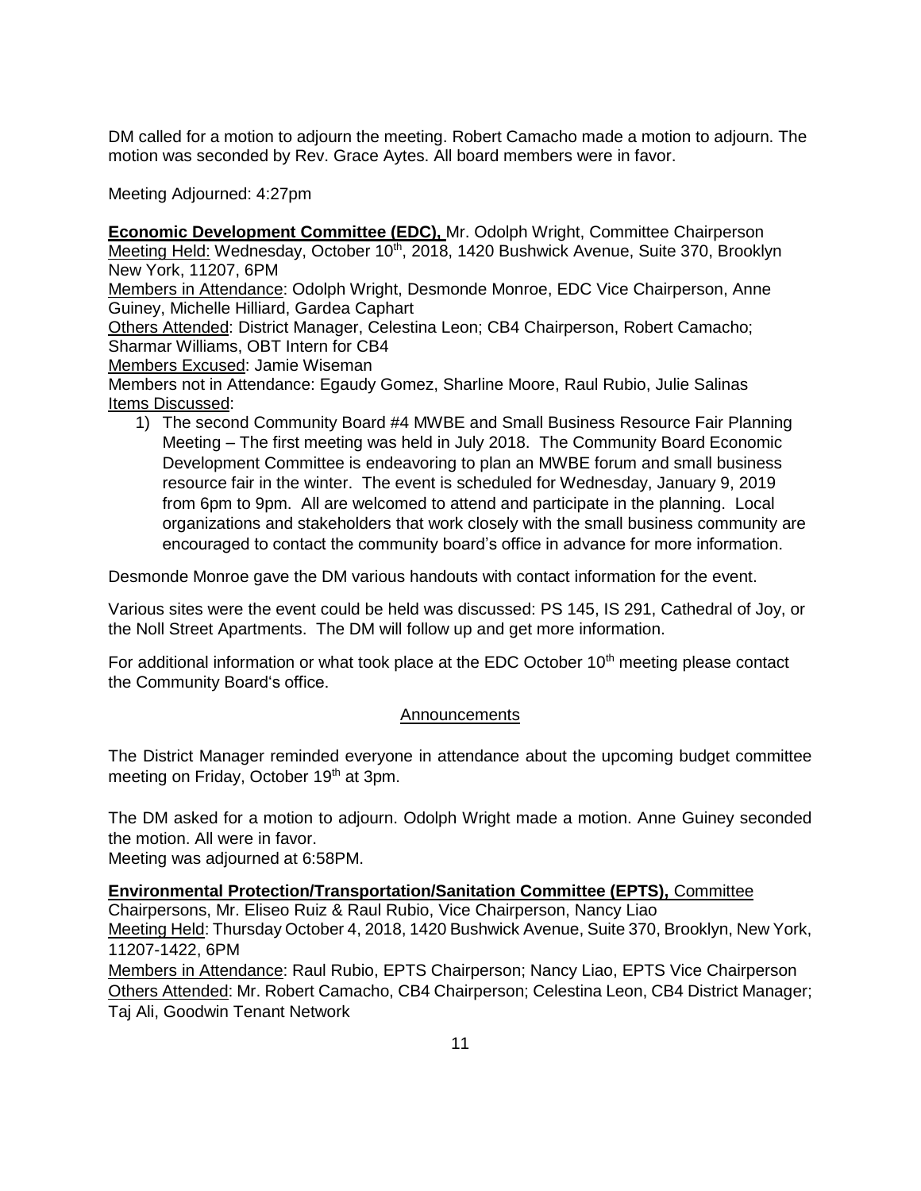DM called for a motion to adjourn the meeting. Robert Camacho made a motion to adjourn. The motion was seconded by Rev. Grace Aytes. All board members were in favor.

Meeting Adjourned: 4:27pm

**Economic Development Committee (EDC),** Mr. Odolph Wright, Committee Chairperson
Meeting Held: Wednesday, October 10th, 2018, 1420 Bushwick Avenue, Suite 370, Brooklyn New York, 11207, 6PM
Members in Attendance: Odolph Wright, Desmonde Monroe, EDC Vice Chairperson, Anne Guiney, Michelle Hilliard, Gardea Caphart
Others Attended: District Manager, Celestina Leon; CB4 Chairperson, Robert Camacho; Sharmar Williams, OBT Intern for CB4
Members Excused: Jamie Wiseman
Members not in Attendance: Egaudy Gomez, Sharline Moore, Raul Rubio, Julie Salinas
Items Discussed:

1) The second Community Board #4 MWBE and Small Business Resource Fair Planning Meeting – The first meeting was held in July 2018. The Community Board Economic Development Committee is endeavoring to plan an MWBE forum and small business resource fair in the winter. The event is scheduled for Wednesday, January 9, 2019 from 6pm to 9pm. All are welcomed to attend and participate in the planning. Local organizations and stakeholders that work closely with the small business community are encouraged to contact the community board's office in advance for more information.

Desmonde Monroe gave the DM various handouts with contact information for the event.

Various sites were the event could be held was discussed: PS 145, IS 291, Cathedral of Joy, or the Noll Street Apartments. The DM will follow up and get more information.

For additional information or what took place at the EDC October 10th meeting please contact the Community Board's office.

## Announcements

The District Manager reminded everyone in attendance about the upcoming budget committee meeting on Friday, October 19th at 3pm.

The DM asked for a motion to adjourn. Odolph Wright made a motion. Anne Guiney seconded the motion. All were in favor.
Meeting was adjourned at 6:58PM.

**Environmental Protection/Transportation/Sanitation Committee (EPTS),** Committee Chairpersons, Mr. Eliseo Ruiz & Raul Rubio, Vice Chairperson, Nancy Liao
Meeting Held: Thursday October 4, 2018, 1420 Bushwick Avenue, Suite 370, Brooklyn, New York, 11207-1422, 6PM
Members in Attendance: Raul Rubio, EPTS Chairperson; Nancy Liao, EPTS Vice Chairperson
Others Attended: Mr. Robert Camacho, CB4 Chairperson; Celestina Leon, CB4 District Manager; Taj Ali, Goodwin Tenant Network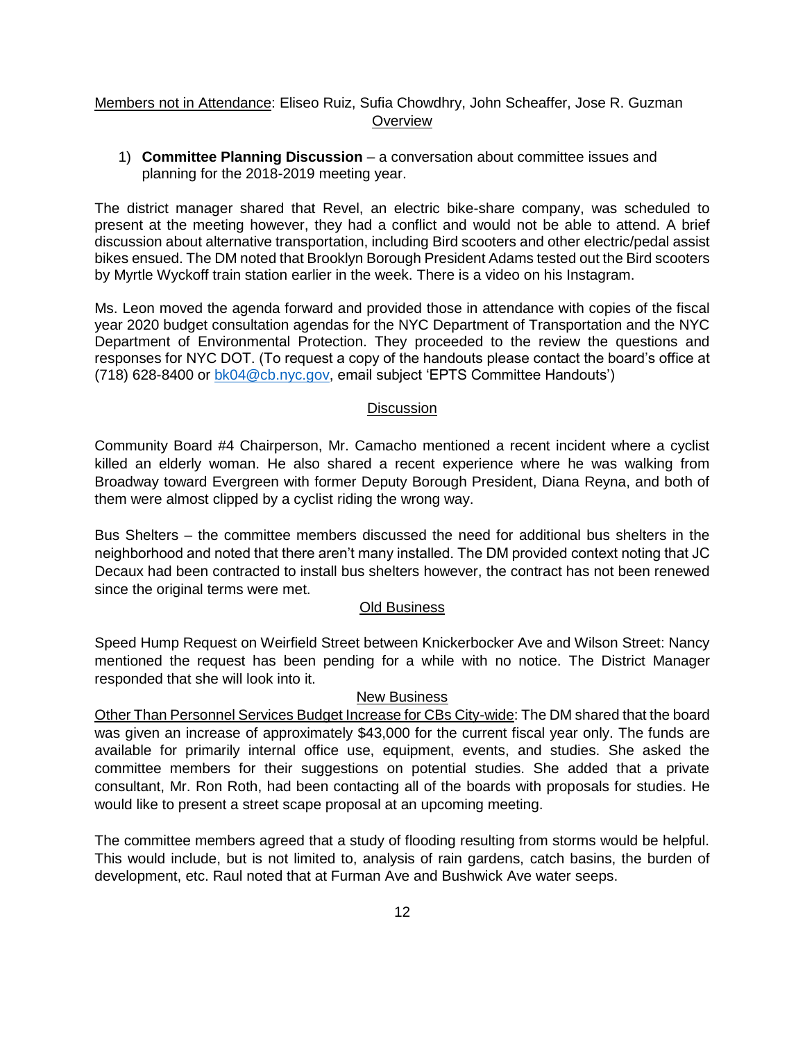Members not in Attendance: Eliseo Ruiz, Sufia Chowdhry, John Scheaffer, Jose R. Guzman

## Overview

1) **Committee Planning Discussion** – a conversation about committee issues and planning for the 2018-2019 meeting year.

The district manager shared that Revel, an electric bike-share company, was scheduled to present at the meeting however, they had a conflict and would not be able to attend. A brief discussion about alternative transportation, including Bird scooters and other electric/pedal assist bikes ensued. The DM noted that Brooklyn Borough President Adams tested out the Bird scooters by Myrtle Wyckoff train station earlier in the week. There is a video on his Instagram.

Ms. Leon moved the agenda forward and provided those in attendance with copies of the fiscal year 2020 budget consultation agendas for the NYC Department of Transportation and the NYC Department of Environmental Protection. They proceeded to the review the questions and responses for NYC DOT. (To request a copy of the handouts please contact the board's office at (718) 628-8400 or bk04@cb.nyc.gov, email subject 'EPTS Committee Handouts')

## Discussion

Community Board #4 Chairperson, Mr. Camacho mentioned a recent incident where a cyclist killed an elderly woman. He also shared a recent experience where he was walking from Broadway toward Evergreen with former Deputy Borough President, Diana Reyna, and both of them were almost clipped by a cyclist riding the wrong way.

Bus Shelters – the committee members discussed the need for additional bus shelters in the neighborhood and noted that there aren't many installed. The DM provided context noting that JC Decaux had been contracted to install bus shelters however, the contract has not been renewed since the original terms were met.

## Old Business

Speed Hump Request on Weirfield Street between Knickerbocker Ave and Wilson Street: Nancy mentioned the request has been pending for a while with no notice. The District Manager responded that she will look into it.

## New Business

Other Than Personnel Services Budget Increase for CBs City-wide: The DM shared that the board was given an increase of approximately $43,000 for the current fiscal year only. The funds are available for primarily internal office use, equipment, events, and studies. She asked the committee members for their suggestions on potential studies. She added that a private consultant, Mr. Ron Roth, had been contacting all of the boards with proposals for studies. He would like to present a street scape proposal at an upcoming meeting.

The committee members agreed that a study of flooding resulting from storms would be helpful. This would include, but is not limited to, analysis of rain gardens, catch basins, the burden of development, etc. Raul noted that at Furman Ave and Bushwick Ave water seeps.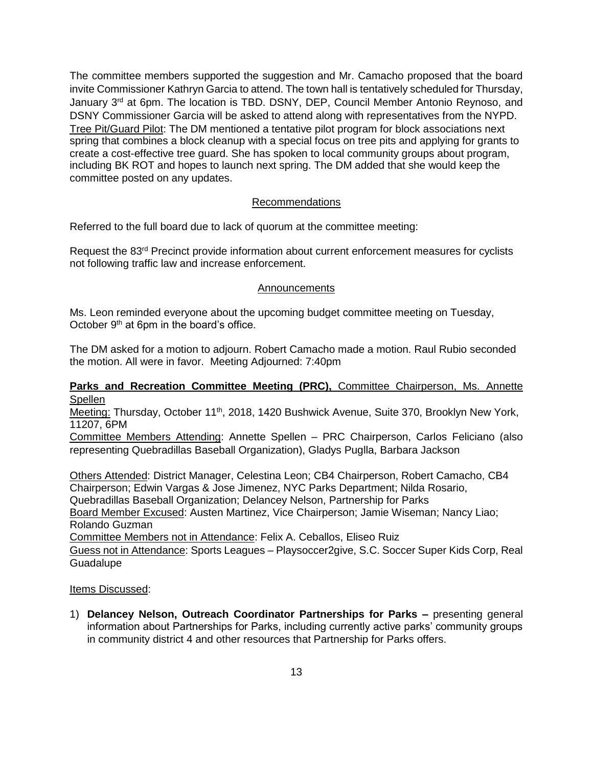The committee members supported the suggestion and Mr. Camacho proposed that the board invite Commissioner Kathryn Garcia to attend. The town hall is tentatively scheduled for Thursday, January 3rd at 6pm. The location is TBD. DSNY, DEP, Council Member Antonio Reynoso, and DSNY Commissioner Garcia will be asked to attend along with representatives from the NYPD.
Tree Pit/Guard Pilot: The DM mentioned a tentative pilot program for block associations next spring that combines a block cleanup with a special focus on tree pits and applying for grants to create a cost-effective tree guard. She has spoken to local community groups about program, including BK ROT and hopes to launch next spring. The DM added that she would keep the committee posted on any updates.

Recommendations

Referred to the full board due to lack of quorum at the committee meeting:

Request the 83rd Precinct provide information about current enforcement measures for cyclists not following traffic law and increase enforcement.

Announcements

Ms. Leon reminded everyone about the upcoming budget committee meeting on Tuesday, October 9th at 6pm in the board's office.

The DM asked for a motion to adjourn. Robert Camacho made a motion. Raul Rubio seconded the motion. All were in favor. Meeting Adjourned: 7:40pm

**Parks and Recreation Committee Meeting (PRC),** Committee Chairperson, Ms. Annette Spellen

Meeting: Thursday, October 11th, 2018, 1420 Bushwick Avenue, Suite 370, Brooklyn New York, 11207, 6PM

Committee Members Attending: Annette Spellen – PRC Chairperson, Carlos Feliciano (also representing Quebradillas Baseball Organization), Gladys Puglla, Barbara Jackson

Others Attended: District Manager, Celestina Leon; CB4 Chairperson, Robert Camacho, CB4 Chairperson; Edwin Vargas & Jose Jimenez, NYC Parks Department; Nilda Rosario, Quebradillas Baseball Organization; Delancey Nelson, Partnership for Parks

Board Member Excused: Austen Martinez, Vice Chairperson; Jamie Wiseman; Nancy Liao; Rolando Guzman

Committee Members not in Attendance: Felix A. Ceballos, Eliseo Ruiz

Guess not in Attendance: Sports Leagues – Playsoccer2give, S.C. Soccer Super Kids Corp, Real Guadalupe

Items Discussed:

1) **Delancey Nelson, Outreach Coordinator Partnerships for Parks –** presenting general information about Partnerships for Parks, including currently active parks' community groups in community district 4 and other resources that Partnership for Parks offers.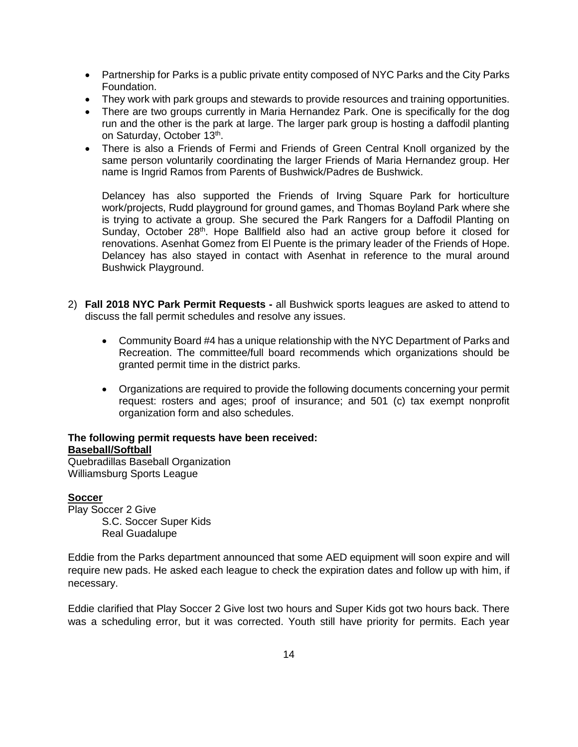- Partnership for Parks is a public private entity composed of NYC Parks and the City Parks Foundation.
- They work with park groups and stewards to provide resources and training opportunities.
- There are two groups currently in Maria Hernandez Park. One is specifically for the dog run and the other is the park at large. The larger park group is hosting a daffodil planting on Saturday, October 13th.
- There is also a Friends of Fermi and Friends of Green Central Knoll organized by the same person voluntarily coordinating the larger Friends of Maria Hernandez group. Her name is Ingrid Ramos from Parents of Bushwick/Padres de Bushwick.

  Delancey has also supported the Friends of Irving Square Park for horticulture work/projects, Rudd playground for ground games, and Thomas Boyland Park where she is trying to activate a group. She secured the Park Rangers for a Daffodil Planting on Sunday, October 28th. Hope Ballfield also had an active group before it closed for renovations. Asenhat Gomez from El Puente is the primary leader of the Friends of Hope. Delancey has also stayed in contact with Asenhat in reference to the mural around Bushwick Playground.

2) **Fall 2018 NYC Park Permit Requests -** all Bushwick sports leagues are asked to attend to discuss the fall permit schedules and resolve any issues.

   - Community Board #4 has a unique relationship with the NYC Department of Parks and Recreation. The committee/full board recommends which organizations should be granted permit time in the district parks.

   - Organizations are required to provide the following documents concerning your permit request: rosters and ages; proof of insurance; and 501 (c) tax exempt nonprofit organization form and also schedules.

**The following permit requests have been received:**

**Baseball/Softball**

Quebradillas Baseball Organization
Williamsburg Sports League

**Soccer**

Play Soccer 2 Give
    S.C. Soccer Super Kids
    Real Guadalupe

Eddie from the Parks department announced that some AED equipment will soon expire and will require new pads. He asked each league to check the expiration dates and follow up with him, if necessary.

Eddie clarified that Play Soccer 2 Give lost two hours and Super Kids got two hours back. There was a scheduling error, but it was corrected. Youth still have priority for permits. Each year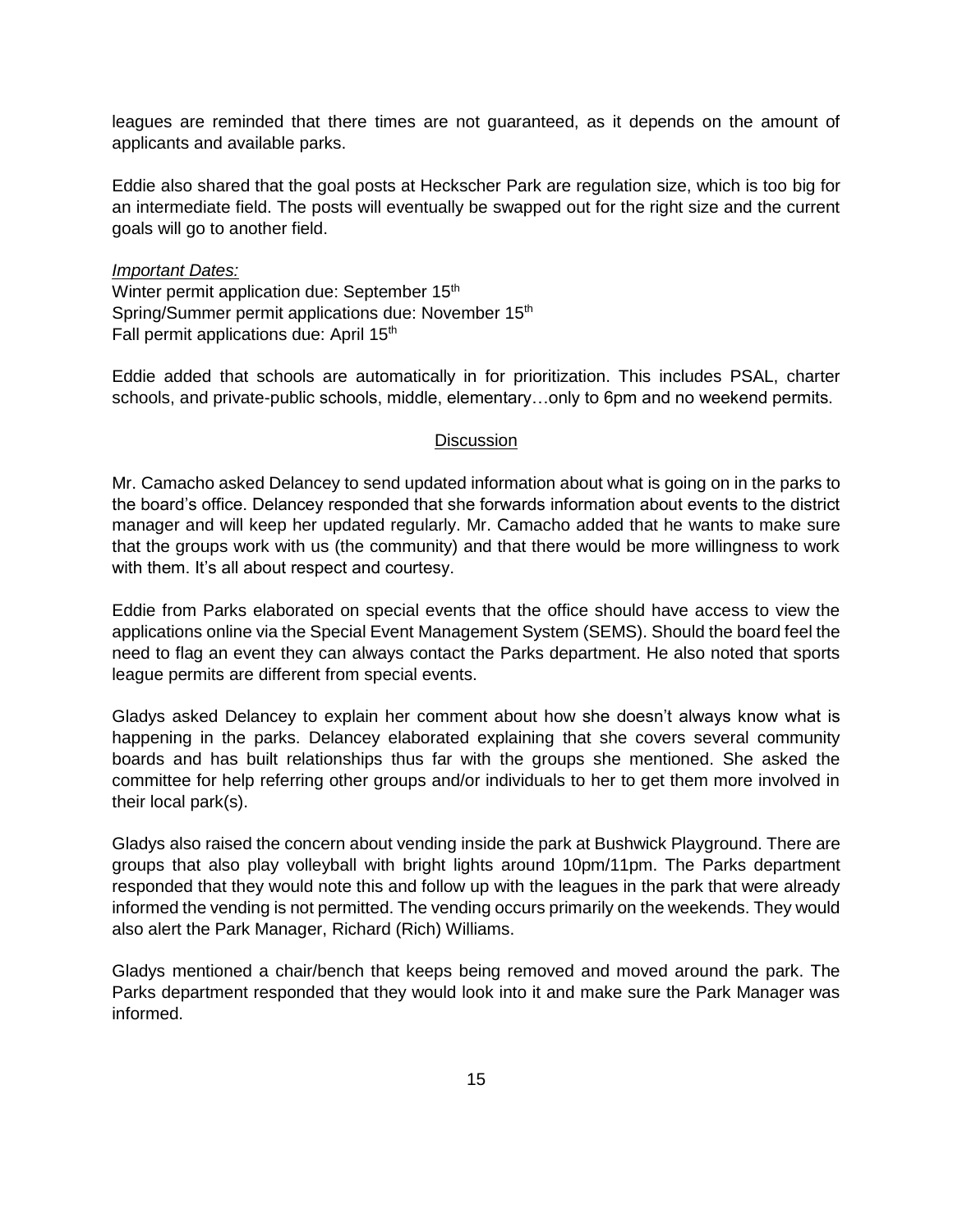leagues are reminded that there times are not guaranteed, as it depends on the amount of applicants and available parks.

Eddie also shared that the goal posts at Heckscher Park are regulation size, which is too big for an intermediate field. The posts will eventually be swapped out for the right size and the current goals will go to another field.

*Important Dates:*
Winter permit application due: September 15th
Spring/Summer permit applications due: November 15th
Fall permit applications due: April 15th

Eddie added that schools are automatically in for prioritization. This includes PSAL, charter schools, and private-public schools, middle, elementary…only to 6pm and no weekend permits.

## Discussion

Mr. Camacho asked Delancey to send updated information about what is going on in the parks to the board's office. Delancey responded that she forwards information about events to the district manager and will keep her updated regularly. Mr. Camacho added that he wants to make sure that the groups work with us (the community) and that there would be more willingness to work with them. It's all about respect and courtesy.

Eddie from Parks elaborated on special events that the office should have access to view the applications online via the Special Event Management System (SEMS). Should the board feel the need to flag an event they can always contact the Parks department. He also noted that sports league permits are different from special events.

Gladys asked Delancey to explain her comment about how she doesn't always know what is happening in the parks. Delancey elaborated explaining that she covers several community boards and has built relationships thus far with the groups she mentioned. She asked the committee for help referring other groups and/or individuals to her to get them more involved in their local park(s).

Gladys also raised the concern about vending inside the park at Bushwick Playground. There are groups that also play volleyball with bright lights around 10pm/11pm. The Parks department responded that they would note this and follow up with the leagues in the park that were already informed the vending is not permitted. The vending occurs primarily on the weekends. They would also alert the Park Manager, Richard (Rich) Williams.

Gladys mentioned a chair/bench that keeps being removed and moved around the park. The Parks department responded that they would look into it and make sure the Park Manager was informed.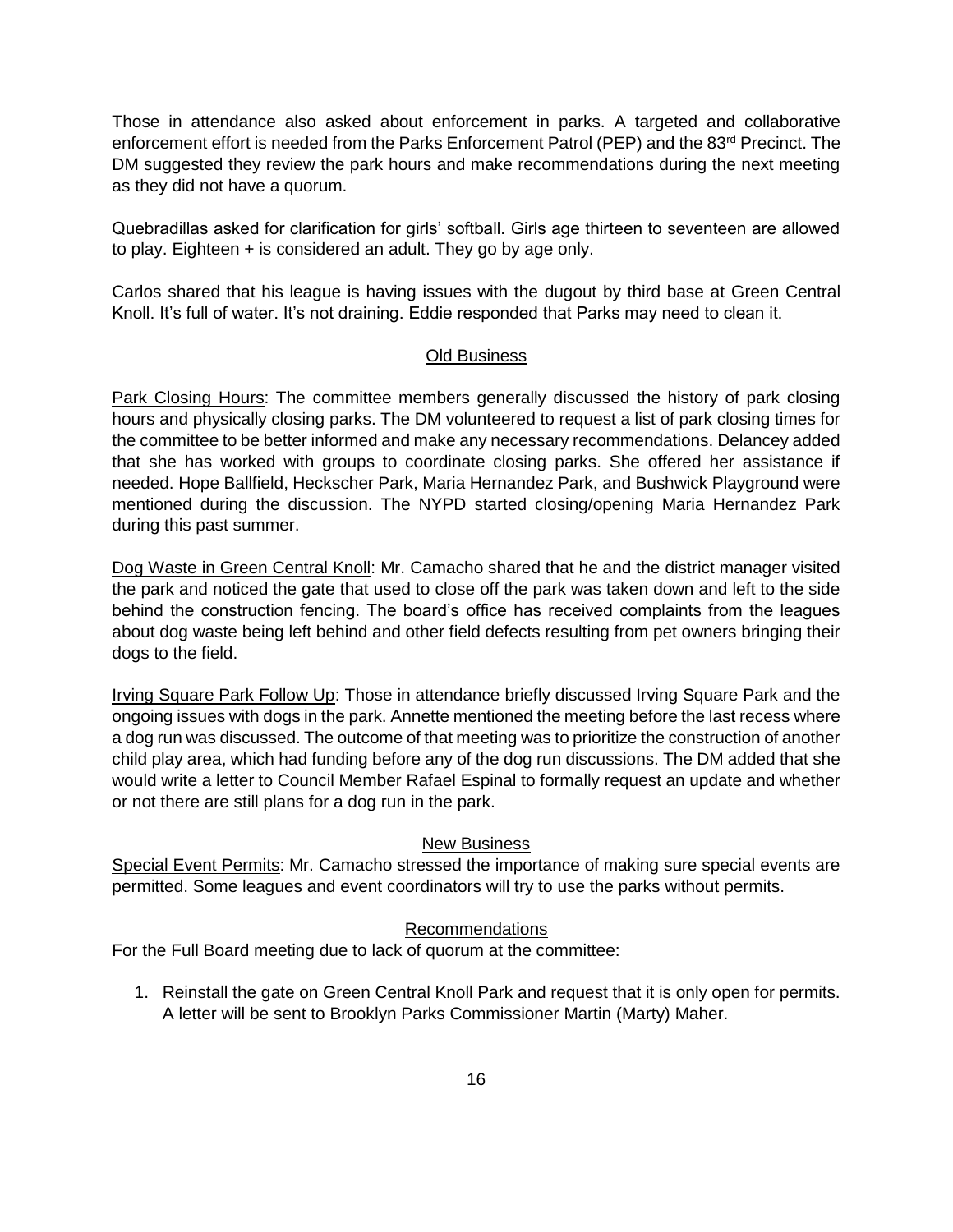Those in attendance also asked about enforcement in parks. A targeted and collaborative enforcement effort is needed from the Parks Enforcement Patrol (PEP) and the 83rd Precinct. The DM suggested they review the park hours and make recommendations during the next meeting as they did not have a quorum.

Quebradillas asked for clarification for girls' softball. Girls age thirteen to seventeen are allowed to play. Eighteen + is considered an adult. They go by age only.

Carlos shared that his league is having issues with the dugout by third base at Green Central Knoll. It's full of water. It's not draining. Eddie responded that Parks may need to clean it.

## Old Business

Park Closing Hours: The committee members generally discussed the history of park closing hours and physically closing parks. The DM volunteered to request a list of park closing times for the committee to be better informed and make any necessary recommendations. Delancey added that she has worked with groups to coordinate closing parks. She offered her assistance if needed. Hope Ballfield, Heckscher Park, Maria Hernandez Park, and Bushwick Playground were mentioned during the discussion. The NYPD started closing/opening Maria Hernandez Park during this past summer.

Dog Waste in Green Central Knoll: Mr. Camacho shared that he and the district manager visited the park and noticed the gate that used to close off the park was taken down and left to the side behind the construction fencing. The board's office has received complaints from the leagues about dog waste being left behind and other field defects resulting from pet owners bringing their dogs to the field.

Irving Square Park Follow Up: Those in attendance briefly discussed Irving Square Park and the ongoing issues with dogs in the park. Annette mentioned the meeting before the last recess where a dog run was discussed. The outcome of that meeting was to prioritize the construction of another child play area, which had funding before any of the dog run discussions. The DM added that she would write a letter to Council Member Rafael Espinal to formally request an update and whether or not there are still plans for a dog run in the park.

## New Business

Special Event Permits: Mr. Camacho stressed the importance of making sure special events are permitted. Some leagues and event coordinators will try to use the parks without permits.

## Recommendations

For the Full Board meeting due to lack of quorum at the committee:

1. Reinstall the gate on Green Central Knoll Park and request that it is only open for permits. A letter will be sent to Brooklyn Parks Commissioner Martin (Marty) Maher.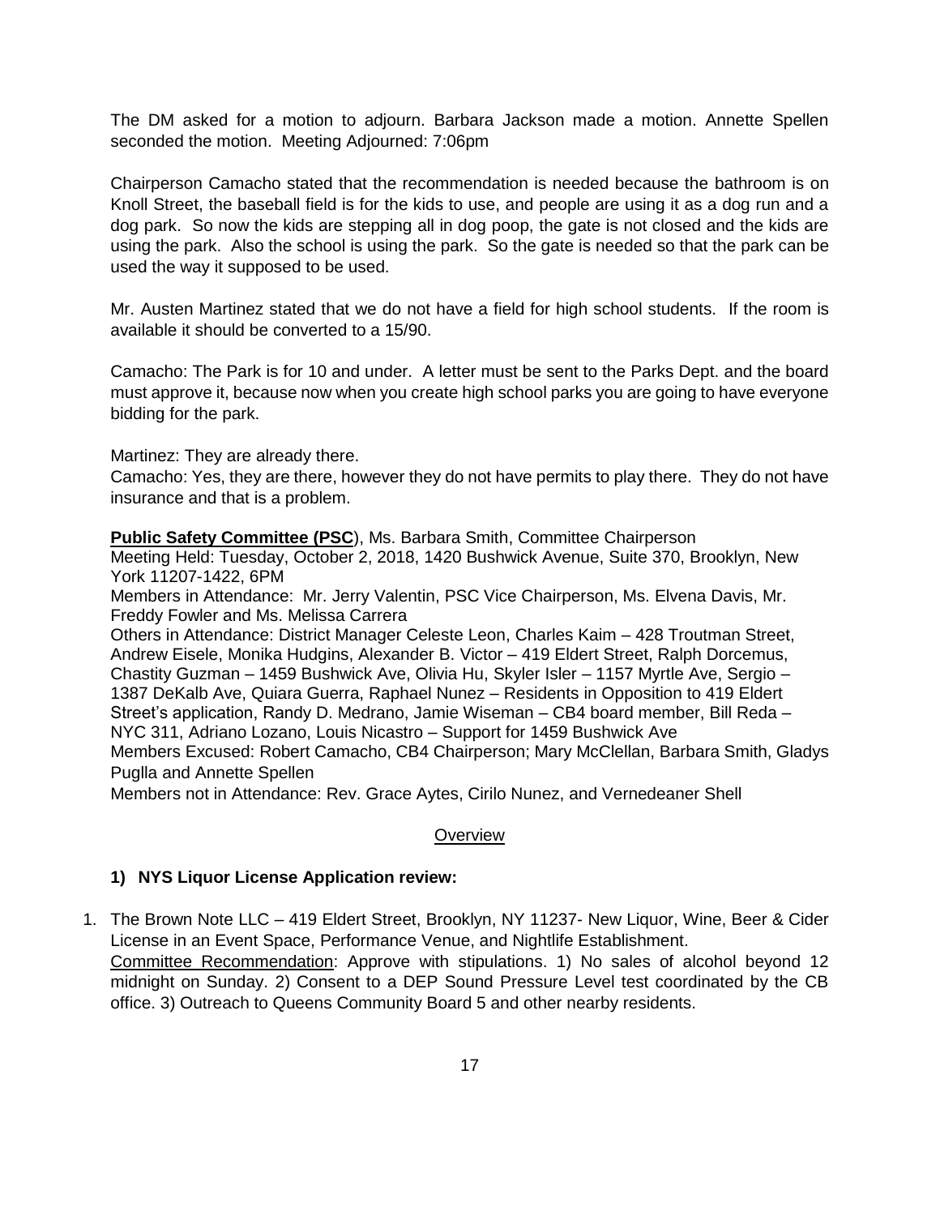The DM asked for a motion to adjourn. Barbara Jackson made a motion. Annette Spellen seconded the motion. Meeting Adjourned: 7:06pm

Chairperson Camacho stated that the recommendation is needed because the bathroom is on Knoll Street, the baseball field is for the kids to use, and people are using it as a dog run and a dog park. So now the kids are stepping all in dog poop, the gate is not closed and the kids are using the park. Also the school is using the park. So the gate is needed so that the park can be used the way it supposed to be used.

Mr. Austen Martinez stated that we do not have a field for high school students. If the room is available it should be converted to a 15/90.

Camacho: The Park is for 10 and under. A letter must be sent to the Parks Dept. and the board must approve it, because now when you create high school parks you are going to have everyone bidding for the park.

Martinez: They are already there.
Camacho: Yes, they are there, however they do not have permits to play there. They do not have insurance and that is a problem.

**Public Safety Committee (PSC**), Ms. Barbara Smith, Committee Chairperson
Meeting Held: Tuesday, October 2, 2018, 1420 Bushwick Avenue, Suite 370, Brooklyn, New York 11207-1422, 6PM
Members in Attendance: Mr. Jerry Valentin, PSC Vice Chairperson, Ms. Elvena Davis, Mr. Freddy Fowler and Ms. Melissa Carrera
Others in Attendance: District Manager Celeste Leon, Charles Kaim – 428 Troutman Street, Andrew Eisele, Monika Hudgins, Alexander B. Victor – 419 Eldert Street, Ralph Dorcemus, Chastity Guzman – 1459 Bushwick Ave, Olivia Hu, Skyler Isler – 1157 Myrtle Ave, Sergio – 1387 DeKalb Ave, Quiara Guerra, Raphael Nunez – Residents in Opposition to 419 Eldert Street's application, Randy D. Medrano, Jamie Wiseman – CB4 board member, Bill Reda – NYC 311, Adriano Lozano, Louis Nicastro – Support for 1459 Bushwick Ave
Members Excused: Robert Camacho, CB4 Chairperson; Mary McClellan, Barbara Smith, Gladys Puglla and Annette Spellen
Members not in Attendance: Rev. Grace Aytes, Cirilo Nunez, and Vernedeaner Shell

<u>Overview</u>

**1) NYS Liquor License Application review:**

1. The Brown Note LLC – 419 Eldert Street, Brooklyn, NY 11237- New Liquor, Wine, Beer & Cider License in an Event Space, Performance Venue, and Nightlife Establishment.
<u>Committee Recommendation</u>: Approve with stipulations. 1) No sales of alcohol beyond 12 midnight on Sunday. 2) Consent to a DEP Sound Pressure Level test coordinated by the CB office. 3) Outreach to Queens Community Board 5 and other nearby residents.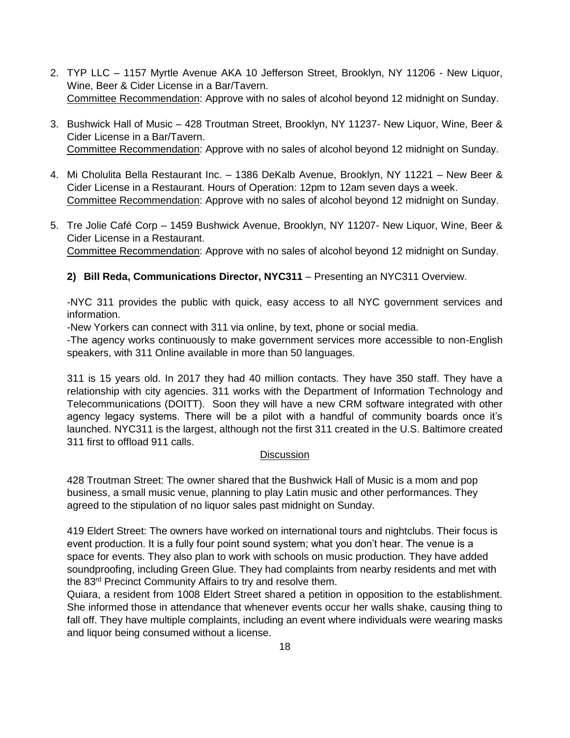2. TYP LLC – 1157 Myrtle Avenue AKA 10 Jefferson Street, Brooklyn, NY 11206 - New Liquor, Wine, Beer & Cider License in a Bar/Tavern.
   Committee Recommendation: Approve with no sales of alcohol beyond 12 midnight on Sunday.

3. Bushwick Hall of Music – 428 Troutman Street, Brooklyn, NY 11237- New Liquor, Wine, Beer & Cider License in a Bar/Tavern.
   Committee Recommendation: Approve with no sales of alcohol beyond 12 midnight on Sunday.

4. Mi Cholulita Bella Restaurant Inc. – 1386 DeKalb Avenue, Brooklyn, NY 11221 – New Beer & Cider License in a Restaurant. Hours of Operation: 12pm to 12am seven days a week.
   Committee Recommendation: Approve with no sales of alcohol beyond 12 midnight on Sunday.

5. Tre Jolie Café Corp – 1459 Bushwick Avenue, Brooklyn, NY 11207- New Liquor, Wine, Beer & Cider License in a Restaurant.
   Committee Recommendation: Approve with no sales of alcohol beyond 12 midnight on Sunday.

**2) Bill Reda, Communications Director, NYC311** – Presenting an NYC311 Overview.

-NYC 311 provides the public with quick, easy access to all NYC government services and information.
-New Yorkers can connect with 311 via online, by text, phone or social media.
-The agency works continuously to make government services more accessible to non-English speakers, with 311 Online available in more than 50 languages.

311 is 15 years old. In 2017 they had 40 million contacts. They have 350 staff. They have a relationship with city agencies. 311 works with the Department of Information Technology and Telecommunications (DOITT). Soon they will have a new CRM software integrated with other agency legacy systems. There will be a pilot with a handful of community boards once it's launched. NYC311 is the largest, although not the first 311 created in the U.S. Baltimore created 311 first to offload 911 calls.

Discussion

428 Troutman Street: The owner shared that the Bushwick Hall of Music is a mom and pop business, a small music venue, planning to play Latin music and other performances. They agreed to the stipulation of no liquor sales past midnight on Sunday.

419 Eldert Street: The owners have worked on international tours and nightclubs. Their focus is event production. It is a fully four point sound system; what you don't hear. The venue is a space for events. They also plan to work with schools on music production. They have added soundproofing, including Green Glue. They had complaints from nearby residents and met with the 83rd Precinct Community Affairs to try and resolve them.
Quiara, a resident from 1008 Eldert Street shared a petition in opposition to the establishment. She informed those in attendance that whenever events occur her walls shake, causing thing to fall off. They have multiple complaints, including an event where individuals were wearing masks and liquor being consumed without a license.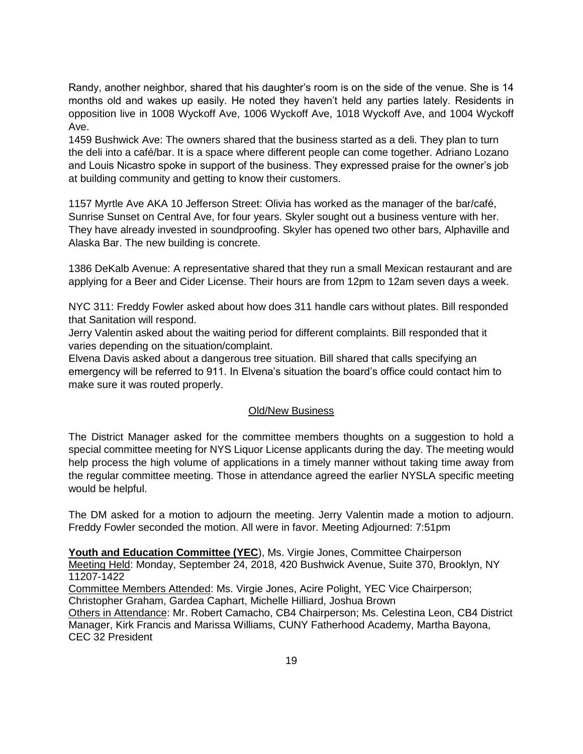Randy, another neighbor, shared that his daughter's room is on the side of the venue. She is 14 months old and wakes up easily. He noted they haven't held any parties lately. Residents in opposition live in 1008 Wyckoff Ave, 1006 Wyckoff Ave, 1018 Wyckoff Ave, and 1004 Wyckoff Ave.

1459 Bushwick Ave: The owners shared that the business started as a deli. They plan to turn the deli into a café/bar. It is a space where different people can come together. Adriano Lozano and Louis Nicastro spoke in support of the business. They expressed praise for the owner's job at building community and getting to know their customers.

1157 Myrtle Ave AKA 10 Jefferson Street: Olivia has worked as the manager of the bar/café, Sunrise Sunset on Central Ave, for four years. Skyler sought out a business venture with her. They have already invested in soundproofing. Skyler has opened two other bars, Alphaville and Alaska Bar. The new building is concrete.

1386 DeKalb Avenue: A representative shared that they run a small Mexican restaurant and are applying for a Beer and Cider License. Their hours are from 12pm to 12am seven days a week.

NYC 311: Freddy Fowler asked about how does 311 handle cars without plates. Bill responded that Sanitation will respond.

Jerry Valentin asked about the waiting period for different complaints. Bill responded that it varies depending on the situation/complaint.

Elvena Davis asked about a dangerous tree situation. Bill shared that calls specifying an emergency will be referred to 911. In Elvena's situation the board's office could contact him to make sure it was routed properly.

<u>Old/New Business</u>

The District Manager asked for the committee members thoughts on a suggestion to hold a special committee meeting for NYS Liquor License applicants during the day. The meeting would help process the high volume of applications in a timely manner without taking time away from the regular committee meeting. Those in attendance agreed the earlier NYSLA specific meeting would be helpful.

The DM asked for a motion to adjourn the meeting. Jerry Valentin made a motion to adjourn. Freddy Fowler seconded the motion. All were in favor. Meeting Adjourned: 7:51pm

**<u>Youth and Education Committee (YEC</u>**), Ms. Virgie Jones, Committee Chairperson
<u>Meeting Held</u>: Monday, September 24, 2018, 420 Bushwick Avenue, Suite 370, Brooklyn, NY 11207-1422
<u>Committee Members Attended</u>: Ms. Virgie Jones, Acire Polight, YEC Vice Chairperson; Christopher Graham, Gardea Caphart, Michelle Hilliard, Joshua Brown
<u>Others in Attendance</u>: Mr. Robert Camacho, CB4 Chairperson; Ms. Celestina Leon, CB4 District Manager, Kirk Francis and Marissa Williams, CUNY Fatherhood Academy, Martha Bayona, CEC 32 President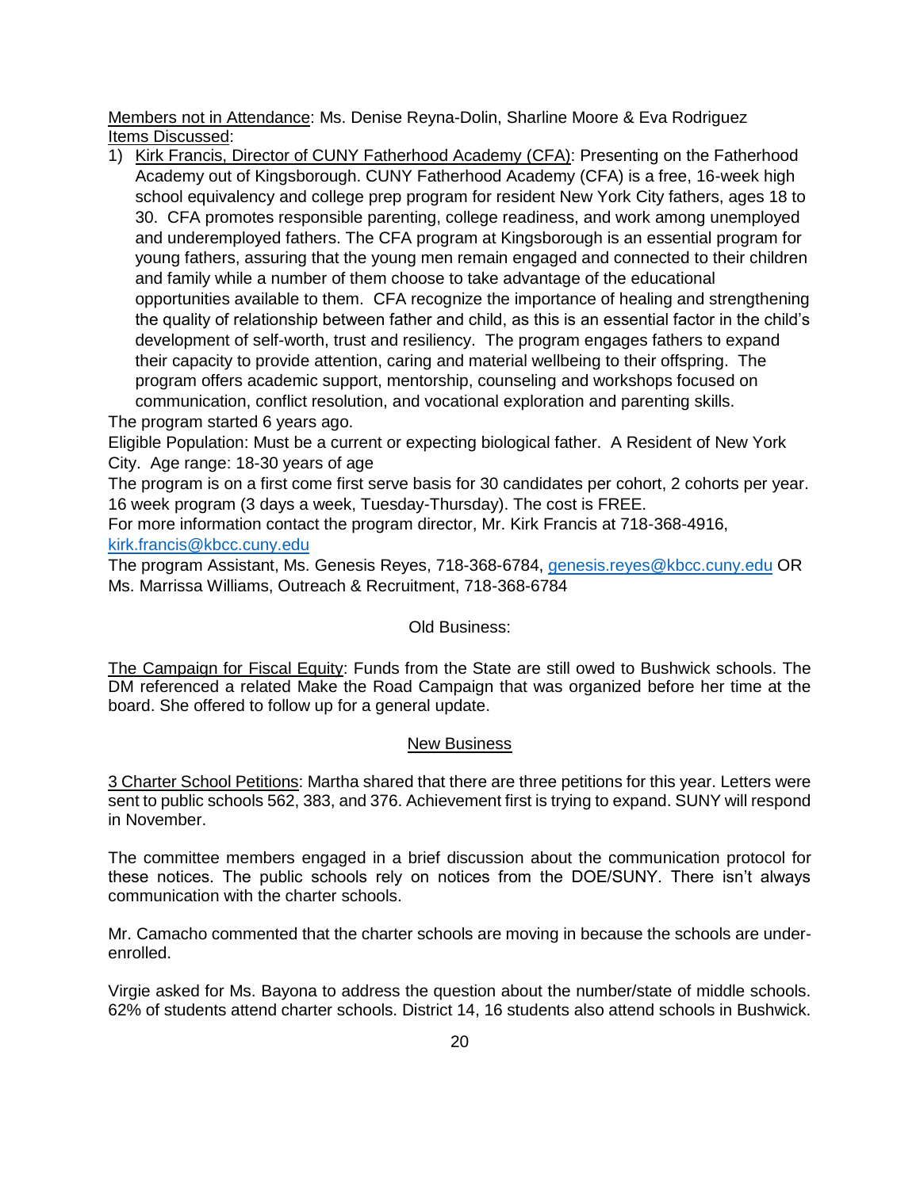Members not in Attendance: Ms. Denise Reyna-Dolin, Sharline Moore & Eva Rodriguez

Items Discussed:

1) Kirk Francis, Director of CUNY Fatherhood Academy (CFA): Presenting on the Fatherhood Academy out of Kingsborough. CUNY Fatherhood Academy (CFA) is a free, 16-week high school equivalency and college prep program for resident New York City fathers, ages 18 to 30. CFA promotes responsible parenting, college readiness, and work among unemployed and underemployed fathers. The CFA program at Kingsborough is an essential program for young fathers, assuring that the young men remain engaged and connected to their children and family while a number of them choose to take advantage of the educational opportunities available to them. CFA recognize the importance of healing and strengthening the quality of relationship between father and child, as this is an essential factor in the child's development of self-worth, trust and resiliency. The program engages fathers to expand their capacity to provide attention, caring and material wellbeing to their offspring. The program offers academic support, mentorship, counseling and workshops focused on communication, conflict resolution, and vocational exploration and parenting skills.

The program started 6 years ago.

Eligible Population: Must be a current or expecting biological father. A Resident of New York City. Age range: 18-30 years of age

The program is on a first come first serve basis for 30 candidates per cohort, 2 cohorts per year. 16 week program (3 days a week, Tuesday-Thursday). The cost is FREE.

For more information contact the program director, Mr. Kirk Francis at 718-368-4916, kirk.francis@kbcc.cuny.edu

The program Assistant, Ms. Genesis Reyes, 718-368-6784, genesis.reyes@kbcc.cuny.edu OR Ms. Marrissa Williams, Outreach & Recruitment, 718-368-6784

Old Business:

The Campaign for Fiscal Equity: Funds from the State are still owed to Bushwick schools. The DM referenced a related Make the Road Campaign that was organized before her time at the board. She offered to follow up for a general update.

New Business

3 Charter School Petitions: Martha shared that there are three petitions for this year. Letters were sent to public schools 562, 383, and 376. Achievement first is trying to expand. SUNY will respond in November.

The committee members engaged in a brief discussion about the communication protocol for these notices. The public schools rely on notices from the DOE/SUNY. There isn't always communication with the charter schools.

Mr. Camacho commented that the charter schools are moving in because the schools are under-enrolled.

Virgie asked for Ms. Bayona to address the question about the number/state of middle schools. 62% of students attend charter schools. District 14, 16 students also attend schools in Bushwick.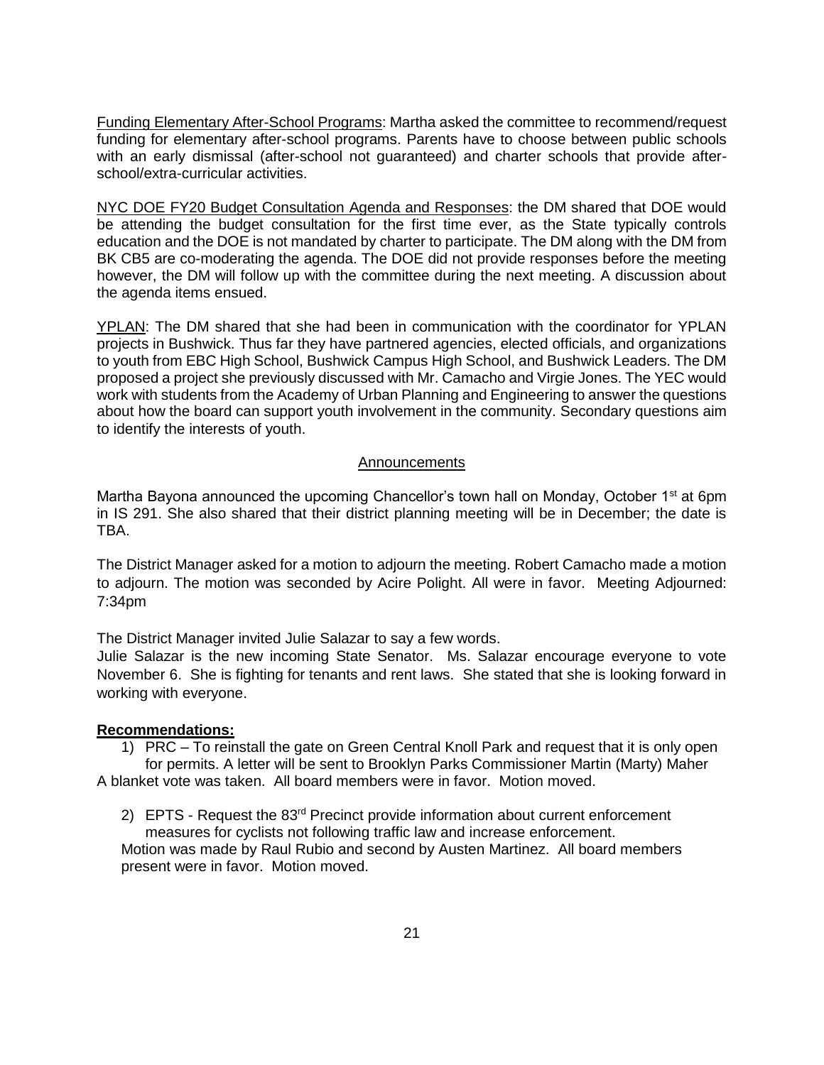Funding Elementary After-School Programs: Martha asked the committee to recommend/request funding for elementary after-school programs. Parents have to choose between public schools with an early dismissal (after-school not guaranteed) and charter schools that provide after-school/extra-curricular activities.

NYC DOE FY20 Budget Consultation Agenda and Responses: the DM shared that DOE would be attending the budget consultation for the first time ever, as the State typically controls education and the DOE is not mandated by charter to participate. The DM along with the DM from BK CB5 are co-moderating the agenda. The DOE did not provide responses before the meeting however, the DM will follow up with the committee during the next meeting. A discussion about the agenda items ensued.

YPLAN: The DM shared that she had been in communication with the coordinator for YPLAN projects in Bushwick. Thus far they have partnered agencies, elected officials, and organizations to youth from EBC High School, Bushwick Campus High School, and Bushwick Leaders. The DM proposed a project she previously discussed with Mr. Camacho and Virgie Jones. The YEC would work with students from the Academy of Urban Planning and Engineering to answer the questions about how the board can support youth involvement in the community. Secondary questions aim to identify the interests of youth.

## Announcements

Martha Bayona announced the upcoming Chancellor's town hall on Monday, October 1st at 6pm in IS 291. She also shared that their district planning meeting will be in December; the date is TBA.

The District Manager asked for a motion to adjourn the meeting. Robert Camacho made a motion to adjourn. The motion was seconded by Acire Polight. All were in favor. Meeting Adjourned: 7:34pm

The District Manager invited Julie Salazar to say a few words.
Julie Salazar is the new incoming State Senator. Ms. Salazar encourage everyone to vote November 6. She is fighting for tenants and rent laws. She stated that she is looking forward in working with everyone.

**Recommendations:**

1) PRC – To reinstall the gate on Green Central Knoll Park and request that it is only open for permits. A letter will be sent to Brooklyn Parks Commissioner Martin (Marty) Maher

A blanket vote was taken. All board members were in favor. Motion moved.

2) EPTS - Request the 83rd Precinct provide information about current enforcement measures for cyclists not following traffic law and increase enforcement.

Motion was made by Raul Rubio and second by Austen Martinez. All board members present were in favor. Motion moved.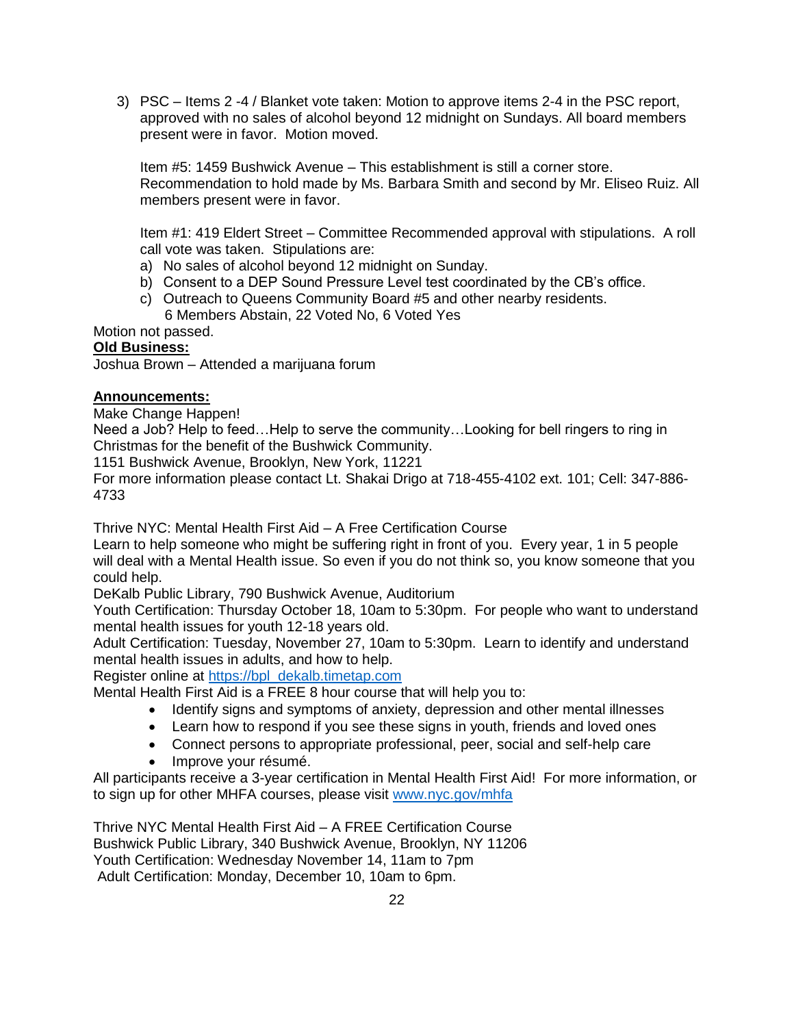3) PSC – Items 2 -4 / Blanket vote taken: Motion to approve items 2-4 in the PSC report, approved with no sales of alcohol beyond 12 midnight on Sundays. All board members present were in favor. Motion moved.

   Item #5: 1459 Bushwick Avenue – This establishment is still a corner store. Recommendation to hold made by Ms. Barbara Smith and second by Mr. Eliseo Ruiz. All members present were in favor.

   Item #1: 419 Eldert Street – Committee Recommended approval with stipulations. A roll call vote was taken. Stipulations are:

   a) No sales of alcohol beyond 12 midnight on Sunday.
   b) Consent to a DEP Sound Pressure Level test coordinated by the CB's office.
   c) Outreach to Queens Community Board #5 and other nearby residents.
      6 Members Abstain, 22 Voted No, 6 Voted Yes

Motion not passed.

**Old Business:**

Joshua Brown – Attended a marijuana forum

**Announcements:**

Make Change Happen!

Need a Job? Help to feed…Help to serve the community…Looking for bell ringers to ring in Christmas for the benefit of the Bushwick Community.

1151 Bushwick Avenue, Brooklyn, New York, 11221

For more information please contact Lt. Shakai Drigo at 718-455-4102 ext. 101; Cell: 347-886-4733

Thrive NYC: Mental Health First Aid – A Free Certification Course

Learn to help someone who might be suffering right in front of you. Every year, 1 in 5 people will deal with a Mental Health issue. So even if you do not think so, you know someone that you could help.

DeKalb Public Library, 790 Bushwick Avenue, Auditorium

Youth Certification: Thursday October 18, 10am to 5:30pm. For people who want to understand mental health issues for youth 12-18 years old.

Adult Certification: Tuesday, November 27, 10am to 5:30pm. Learn to identify and understand mental health issues in adults, and how to help.

Register online at https://bpl_dekalb.timetap.com

Mental Health First Aid is a FREE 8 hour course that will help you to:

- Identify signs and symptoms of anxiety, depression and other mental illnesses
- Learn how to respond if you see these signs in youth, friends and loved ones
- Connect persons to appropriate professional, peer, social and self-help care
- Improve your résumé.

All participants receive a 3-year certification in Mental Health First Aid! For more information, or to sign up for other MHFA courses, please visit www.nyc.gov/mhfa

Thrive NYC Mental Health First Aid – A FREE Certification Course

Bushwick Public Library, 340 Bushwick Avenue, Brooklyn, NY 11206

Youth Certification: Wednesday November 14, 11am to 7pm

Adult Certification: Monday, December 10, 10am to 6pm.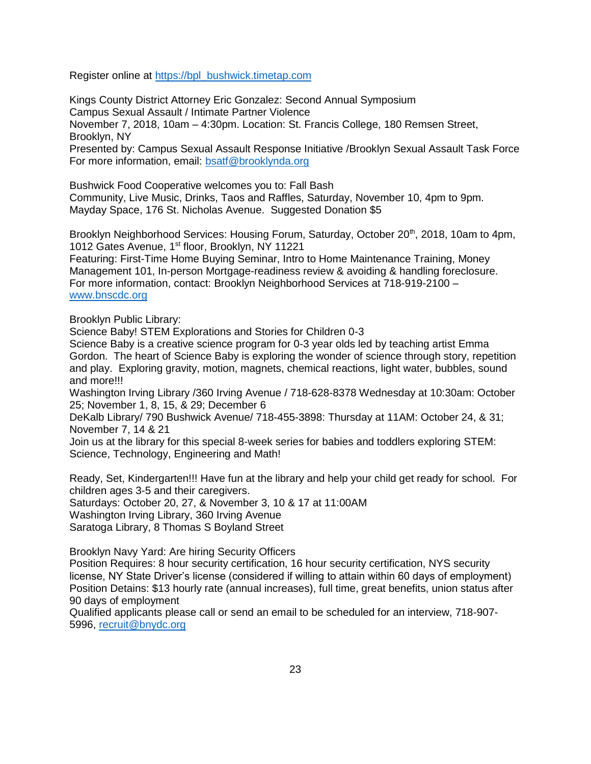Register online at https://bpl_bushwick.timetap.com

Kings County District Attorney Eric Gonzalez: Second Annual Symposium
Campus Sexual Assault / Intimate Partner Violence
November 7, 2018, 10am – 4:30pm. Location: St. Francis College, 180 Remsen Street, Brooklyn, NY
Presented by: Campus Sexual Assault Response Initiative /Brooklyn Sexual Assault Task Force
For more information, email: bsatf@brooklynda.org

Bushwick Food Cooperative welcomes you to: Fall Bash
Community, Live Music, Drinks, Taos and Raffles, Saturday, November 10, 4pm to 9pm.
Mayday Space, 176 St. Nicholas Avenue. Suggested Donation $5

Brooklyn Neighborhood Services: Housing Forum, Saturday, October 20th, 2018, 10am to 4pm, 1012 Gates Avenue, 1st floor, Brooklyn, NY 11221
Featuring: First-Time Home Buying Seminar, Intro to Home Maintenance Training, Money Management 101, In-person Mortgage-readiness review & avoiding & handling foreclosure.
For more information, contact: Brooklyn Neighborhood Services at 718-919-2100 – www.bnscdc.org

Brooklyn Public Library:
Science Baby! STEM Explorations and Stories for Children 0-3
Science Baby is a creative science program for 0-3 year olds led by teaching artist Emma Gordon. The heart of Science Baby is exploring the wonder of science through story, repetition and play. Exploring gravity, motion, magnets, chemical reactions, light water, bubbles, sound and more!!!
Washington Irving Library /360 Irving Avenue / 718-628-8378 Wednesday at 10:30am: October 25; November 1, 8, 15, & 29; December 6
DeKalb Library/ 790 Bushwick Avenue/ 718-455-3898: Thursday at 11AM: October 24, & 31; November 7, 14 & 21
Join us at the library for this special 8-week series for babies and toddlers exploring STEM: Science, Technology, Engineering and Math!

Ready, Set, Kindergarten!!! Have fun at the library and help your child get ready for school. For children ages 3-5 and their caregivers.
Saturdays: October 20, 27, & November 3, 10 & 17 at 11:00AM
Washington Irving Library, 360 Irving Avenue
Saratoga Library, 8 Thomas S Boyland Street

Brooklyn Navy Yard: Are hiring Security Officers
Position Requires: 8 hour security certification, 16 hour security certification, NYS security license, NY State Driver's license (considered if willing to attain within 60 days of employment)
Position Detains: $13 hourly rate (annual increases), full time, great benefits, union status after 90 days of employment
Qualified applicants please call or send an email to be scheduled for an interview, 718-907-5996, recruit@bnydc.org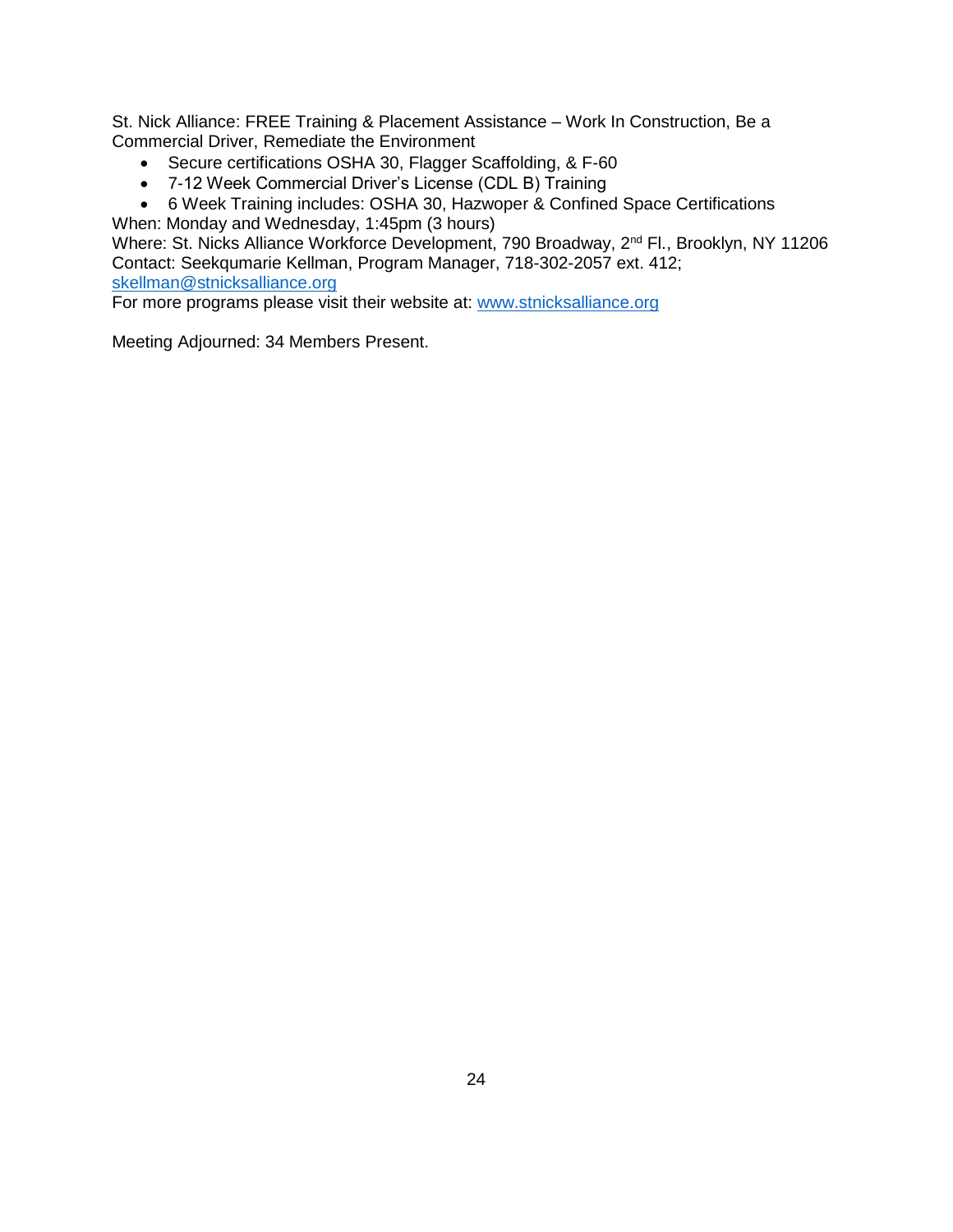St. Nick Alliance: FREE Training & Placement Assistance – Work In Construction, Be a Commercial Driver, Remediate the Environment

- Secure certifications OSHA 30, Flagger Scaffolding, & F-60
- 7-12 Week Commercial Driver's License (CDL B) Training
- 6 Week Training includes: OSHA 30, Hazwoper & Confined Space Certifications

When: Monday and Wednesday, 1:45pm (3 hours)
Where: St. Nicks Alliance Workforce Development, 790 Broadway, 2nd Fl., Brooklyn, NY 11206
Contact: Seekqumarie Kellman, Program Manager, 718-302-2057 ext. 412; skellman@stnicksalliance.org
For more programs please visit their website at: www.stnicksalliance.org

Meeting Adjourned: 34 Members Present.